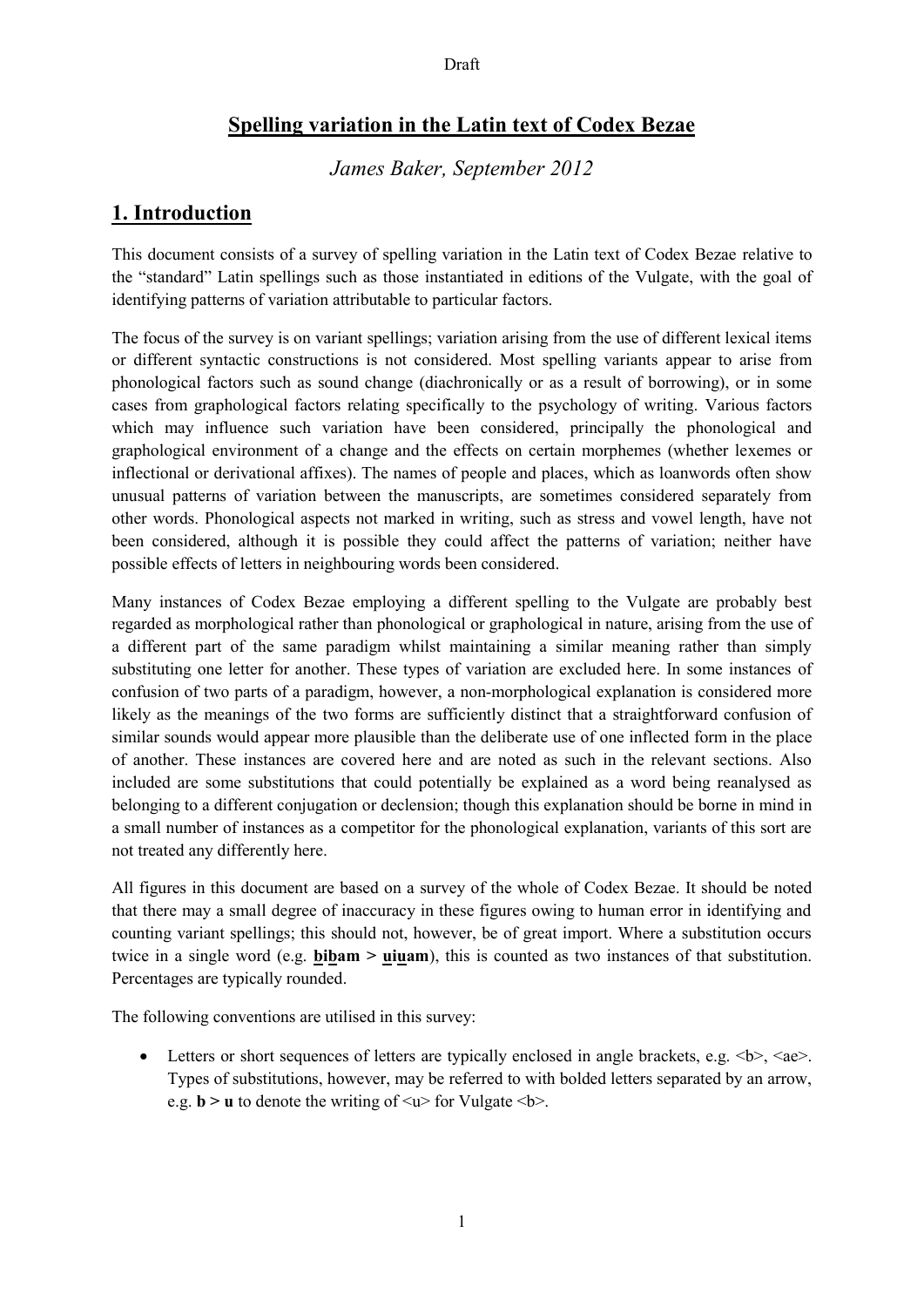# Spelling variation in the Latin text of Codex Bezae

*James Baker, September 2012*

## 1. Introduction

This document consists of a survey of spelling variation in the Latin text of Codex Bezae relative to the "standard" Latin spellings such as those instantiated in editions of the Vulgate, with the goal of identifying patterns of variation attributable to particular factors.

The focus of the survey is on variant spellings; variation arising from the use of different lexical items or different syntactic constructions is not considered. Most spelling variants appear to arise from phonological factors such as sound change (diachronically or as a result of borrowing), or in some cases from graphological factors relating specifically to the psychology of writing. Various factors which may influence such variation have been considered, principally the phonological and graphological environment of a change and the effects on certain morphemes (whether lexemes or inflectional or derivational affixes). The names of people and places, which as loanwords often show unusual patterns of variation between the manuscripts, are sometimes considered separately from other words. Phonological aspects not marked in writing, such as stress and vowel length, have not been considered, although it is possible they could affect the patterns of variation; neither have possible effects of letters in neighbouring words been considered.

Many instances of Codex Bezae employing a different spelling to the Vulgate are probably best regarded as morphological rather than phonological or graphological in nature, arising from the use of a different part of the same paradigm whilst maintaining a similar meaning rather than simply substituting one letter for another. These types of variation are excluded here. In some instances of confusion of two parts of a paradigm, however, a non-morphological explanation is considered more likely as the meanings of the two forms are sufficiently distinct that a straightforward confusion of similar sounds would appear more plausible than the deliberate use of one inflected form in the place of another. These instances are covered here and are noted as such in the relevant sections. Also included are some substitutions that could potentially be explained as a word being reanalysed as belonging to a different conjugation or declension; though this explanation should be borne in mind in a small number of instances as a competitor for the phonological explanation, variants of this sort are not treated any differently here.

All figures in this document are based on a survey of the whole of Codex Bezae. It should be noted that there may a small degree of inaccuracy in these figures owing to human error in identifying and counting variant spellings; this should not, however, be of great import. Where a substitution occurs twice in a single word (e.g. **bibam > uiuam**), this is counted as two instances of that substitution. Percentages are typically rounded.

The following conventions are utilised in this survey:

- Letters or short sequences of letters are typically enclosed in angle brackets, e.g. <b>, <ae>. Types of substitutions, however, may be referred to with bolded letters separated by an arrow, e.g. **b > u** to denote the writing of <u> for Vulgate <b>.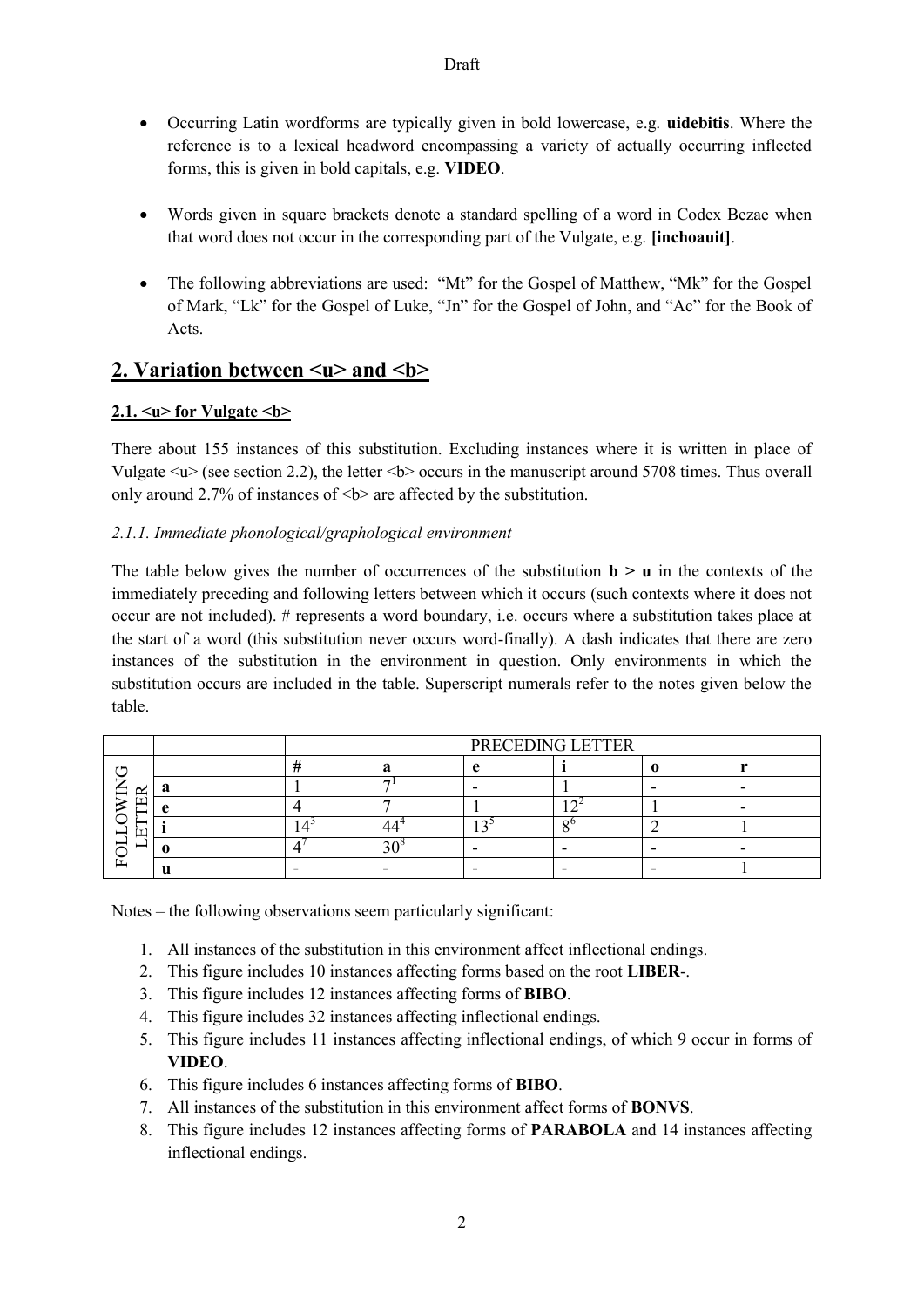- Occurring Latin wordforms are typically given in bold lowercase, e.g. **uidebitis**. Where the reference is to a lexical headword encompassing a variety of actually occurring inflected forms, this is given in bold capitals, e.g. **VIDEO**.

- Words given in square brackets denote a standard spelling of a word in Codex Bezae when that word does not occur in the corresponding part of the Vulgate, e.g. **[inchoauit]**.

- The following abbreviations are used: "Mt" for the Gospel of Matthew, "Mk" for the Gospel of Mark, "Lk" for the Gospel of Luke, "Jn" for the Gospel of John, and "Ac" for the Book of Acts.

## 2. Variation between <u> and <b>

### 2.1. <u> for Vulgate <b>

There about 155 instances of this substitution. Excluding instances where it is written in place of Vulgate <u> (see section 2.2), the letter <b> occurs in the manuscript around 5708 times. Thus overall only around 2.7% of instances of <b> are affected by the substitution.

#### *2.1.1. Immediate phonological/graphological environment*

The table below gives the number of occurrences of the substitution **b > u** in the contexts of the immediately preceding and following letters between which it occurs (such contexts where it does not occur are not included). # represents a word boundary, i.e. occurs where a substitution takes place at the start of a word (this substitution never occurs word-finally). A dash indicates that there are zero instances of the substitution in the environment in question. Only environments in which the substitution occurs are included in the table. Superscript numerals refer to the notes given below the table.

| | | PRECEDING LETTER | | | | | |
|---|---|---|---|---|---|---|---|
| | | **#** | **a** | **e** | **i** | **o** | **r** |
| FOLLOWING LETTER | **a** | 1 | 7[1] | - | 1 | - | - |
| | **e** | 4 | 7 | 1 | 12[2] | 1 | - |
| | **i** | 14[3] | 44[4] | 13[5] | 8[6] | 2 | 1 |
| | **o** | 4[7] | 30[8] | - | - | - | - |
| | **u** | - | - | - | - | - | 1 |

Notes – the following observations seem particularly significant:

1. All instances of the substitution in this environment affect inflectional endings.
2. This figure includes 10 instances affecting forms based on the root **LIBER-**.
3. This figure includes 12 instances affecting forms of **BIBO**.
4. This figure includes 32 instances affecting inflectional endings.
5. This figure includes 11 instances affecting inflectional endings, of which 9 occur in forms of **VIDEO**.
6. This figure includes 6 instances affecting forms of **BIBO**.
7. All instances of the substitution in this environment affect forms of **BONVS**.
8. This figure includes 12 instances affecting forms of **PARABOLA** and 14 instances affecting inflectional endings.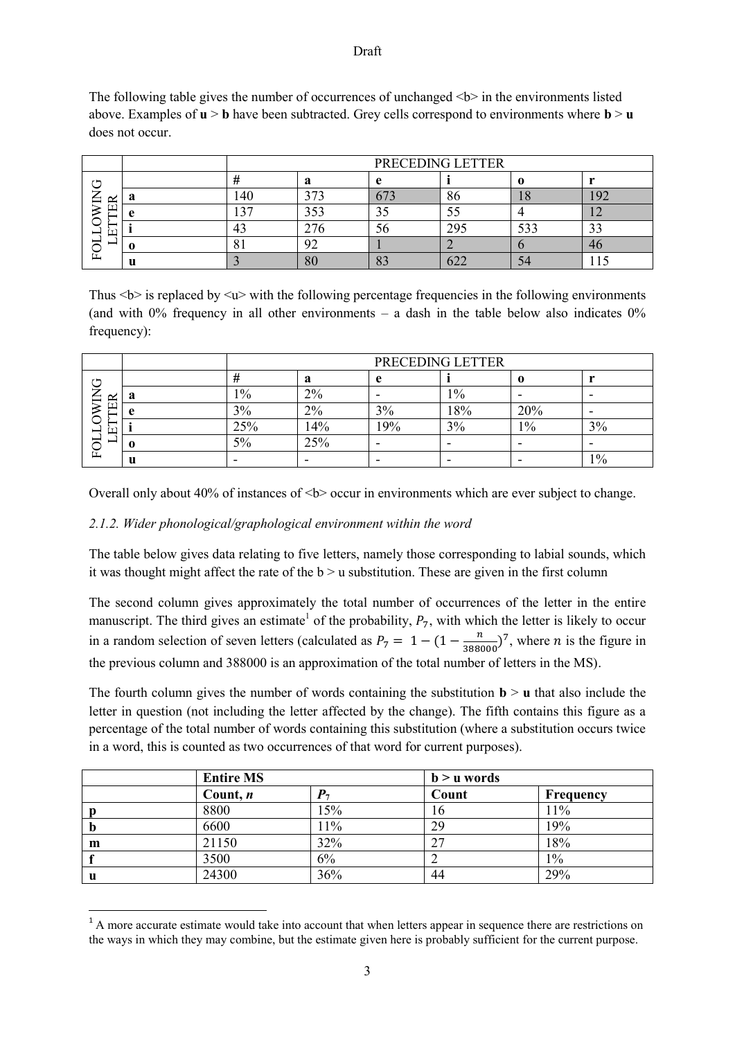The following table gives the number of occurrences of unchanged <b> in the environments listed above. Examples of **u** > **b** have been subtracted. Grey cells correspond to environments where **b** > **u** does not occur.

| | | PRECEDING LETTER | | | | | |
|---|---|---|---|---|---|---|---|
| | | **#** | **a** | **e** | **i** | **o** | **r** |
| FOLLOWING LETTER | **a** | 140 | 373 | 673 | 86 | 18 | 192 |
| | **e** | 137 | 353 | 35 | 55 | 4 | 12 |
| | **i** | 43 | 276 | 56 | 295 | 533 | 33 |
| | **o** | 81 | 92 | 1 | 2 | 6 | 46 |
| | **u** | 3 | 80 | 83 | 622 | 54 | 115 |

Thus <b> is replaced by <u> with the following percentage frequencies in the following environments (and with 0% frequency in all other environments – a dash in the table below also indicates 0% frequency):

| | | PRECEDING LETTER | | | | | |
|---|---|---|---|---|---|---|---|
| | | **#** | **a** | **e** | **i** | **o** | **r** |
| FOLLOWING LETTER | **a** | 1% | 2% | - | 1% | - | - |
| | **e** | 3% | 2% | 3% | 18% | 20% | - |
| | **i** | 25% | 14% | 19% | 3% | 1% | 3% |
| | **o** | 5% | 25% | - | - | - | - |
| | **u** | - | - | - | - | - | 1% |

Overall only about 40% of instances of <b> occur in environments which are ever subject to change.

*2.1.2. Wider phonological/graphological environment within the word*

The table below gives data relating to five letters, namely those corresponding to labial sounds, which it was thought might affect the rate of the b > u substitution. These are given in the first column

The second column gives approximately the total number of occurrences of the letter in the entire manuscript. The third gives an estimate[1] of the probability, $P_7$, with which the letter is likely to occur in a random selection of seven letters (calculated as $P_7 = 1 - (1 - \frac{n}{388000})^7$, where $n$ is the figure in the previous column and 388000 is an approximation of the total number of letters in the MS).

The fourth column gives the number of words containing the substitution **b** > **u** that also include the letter in question (not including the letter affected by the change). The fifth contains this figure as a percentage of the total number of words containing this substitution (where a substitution occurs twice in a word, this is counted as two occurrences of that word for current purposes).

| | **Entire MS** | | **b > u words** | |
|---|---|---|---|---|
| | **Count, *n*** | $P_7$ | **Count** | **Frequency** |
| **p** | 8800 | 15% | 16 | 11% |
| **b** | 6600 | 11% | 29 | 19% |
| **m** | 21150 | 32% | 27 | 18% |
| **f** | 3500 | 6% | 2 | 1% |
| **u** | 24300 | 36% | 44 | 29% |

[1] A more accurate estimate would take into account that when letters appear in sequence there are restrictions on the ways in which they may combine, but the estimate given here is probably sufficient for the current purpose.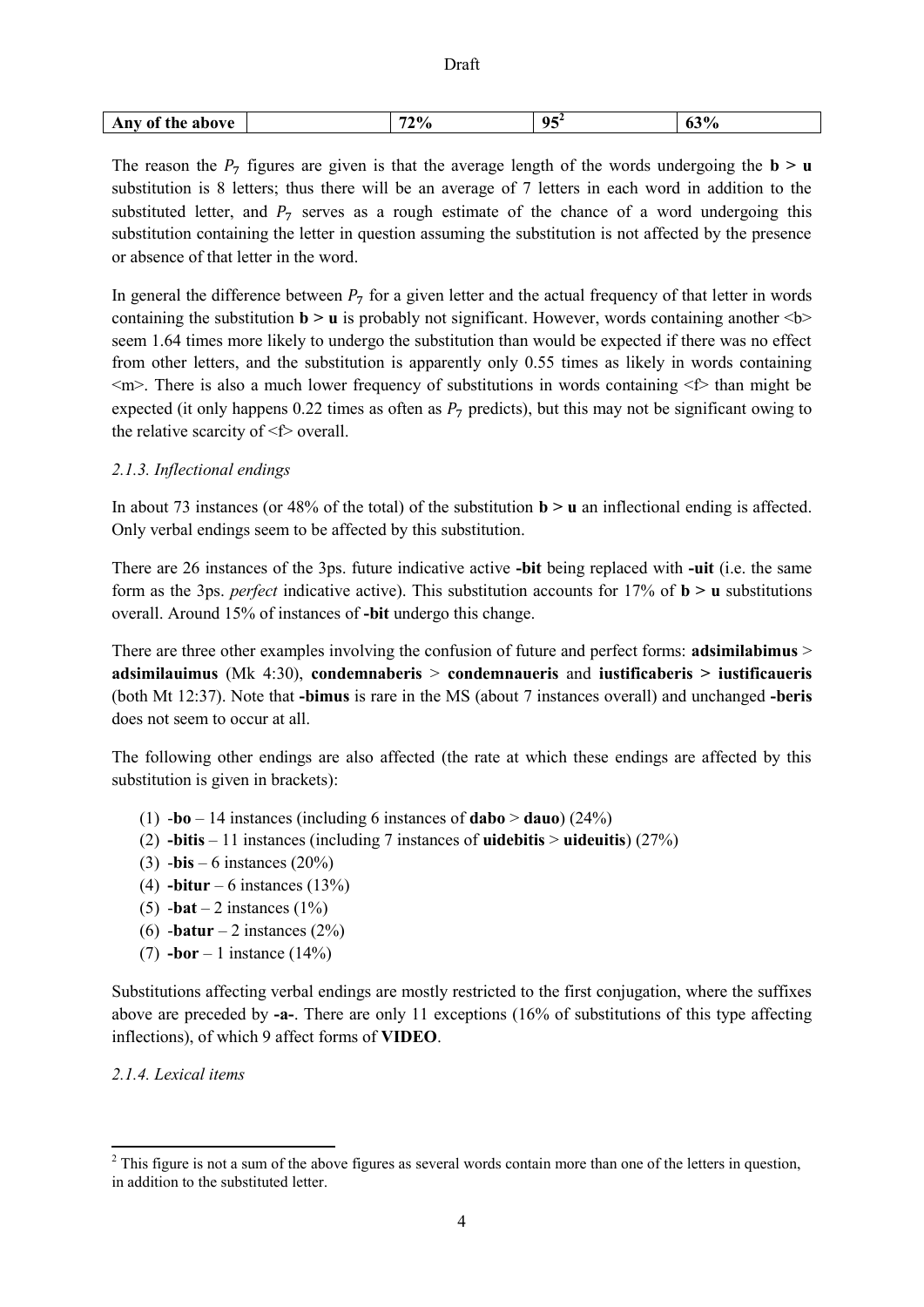| Any of the above | | 72% | 95[2] | 63% |
|---|---|---|---|---|

The reason the $P_7$ figures are given is that the average length of the words undergoing the **b > u** substitution is 8 letters; thus there will be an average of 7 letters in each word in addition to the substituted letter, and $P_7$ serves as a rough estimate of the chance of a word undergoing this substitution containing the letter in question assuming the substitution is not affected by the presence or absence of that letter in the word.

In general the difference between $P_7$ for a given letter and the actual frequency of that letter in words containing the substitution **b > u** is probably not significant. However, words containing another <b> seem 1.64 times more likely to undergo the substitution than would be expected if there was no effect from other letters, and the substitution is apparently only 0.55 times as likely in words containing <m>. There is also a much lower frequency of substitutions in words containing <f> than might be expected (it only happens 0.22 times as often as $P_7$ predicts), but this may not be significant owing to the relative scarcity of <f> overall.

### *2.1.3. Inflectional endings*

In about 73 instances (or 48% of the total) of the substitution **b > u** an inflectional ending is affected. Only verbal endings seem to be affected by this substitution.

There are 26 instances of the 3ps. future indicative active **-bit** being replaced with **-uit** (i.e. the same form as the 3ps. *perfect* indicative active). This substitution accounts for 17% of **b > u** substitutions overall. Around 15% of instances of **-bit** undergo this change.

There are three other examples involving the confusion of future and perfect forms: **adsimilabimus** > **adsimilauimus** (Mk 4:30), **condemnaberis** > **condemnaueris** and **iustificaberis > iustificaueris** (both Mt 12:37). Note that **-bimus** is rare in the MS (about 7 instances overall) and unchanged **-beris** does not seem to occur at all.

The following other endings are also affected (the rate at which these endings are affected by this substitution is given in brackets):

(1) -**bo** – 14 instances (including 6 instances of **dabo** > **dauo**) (24%)
(2) **-bitis** – 11 instances (including 7 instances of **uidebitis** > **uideuitis**) (27%)
(3) -**bis** – 6 instances (20%)
(4) **-bitur** – 6 instances (13%)
(5) -**bat** – 2 instances (1%)
(6) -**batur** – 2 instances (2%)
(7) **-bor** – 1 instance (14%)

Substitutions affecting verbal endings are mostly restricted to the first conjugation, where the suffixes above are preceded by **-a-**. There are only 11 exceptions (16% of substitutions of this type affecting inflections), of which 9 affect forms of **VIDEO**.

### *2.1.4. Lexical items*

[2] This figure is not a sum of the above figures as several words contain more than one of the letters in question, in addition to the substituted letter.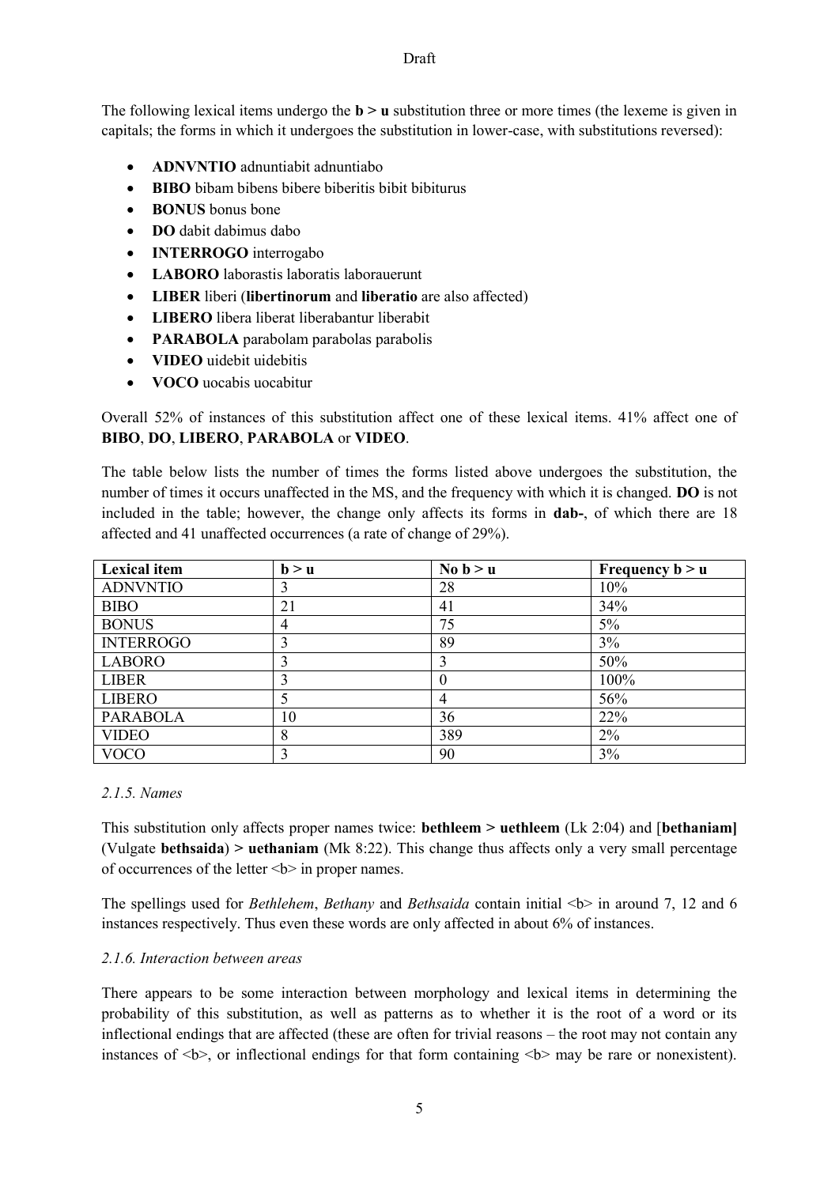The following lexical items undergo the **b > u** substitution three or more times (the lexeme is given in capitals; the forms in which it undergoes the substitution in lower-case, with substitutions reversed):

- **ADNVNTIO** adnuntiabit adnuntiabo
- **BIBO** bibam bibens bibere biberitis bibit bibiturus
- **BONUS** bonus bone
- **DO** dabit dabimus dabo
- **INTERROGO** interrogabo
- **LABORO** laborastis laboratis laborauerunt
- **LIBER** liberi (**libertinorum** and **liberatio** are also affected)
- **LIBERO** libera liberat liberabantur liberabit
- **PARABOLA** parabolam parabolas parabolis
- **VIDEO** uidebit uidebitis
- **VOCO** uocabis uocabitur

Overall 52% of instances of this substitution affect one of these lexical items. 41% affect one of **BIBO**, **DO**, **LIBERO**, **PARABOLA** or **VIDEO**.

The table below lists the number of times the forms listed above undergoes the substitution, the number of times it occurs unaffected in the MS, and the frequency with which it is changed. **DO** is not included in the table; however, the change only affects its forms in **dab-**, of which there are 18 affected and 41 unaffected occurrences (a rate of change of 29%).

| Lexical item | b > u | No b > u | Frequency b > u |
|---|---|---|---|
| ADNVNTIO | 3 | 28 | 10% |
| BIBO | 21 | 41 | 34% |
| BONUS | 4 | 75 | 5% |
| INTERROGO | 3 | 89 | 3% |
| LABORO | 3 | 3 | 50% |
| LIBER | 3 | 0 | 100% |
| LIBERO | 5 | 4 | 56% |
| PARABOLA | 10 | 36 | 22% |
| VIDEO | 8 | 389 | 2% |
| VOCO | 3 | 90 | 3% |

#### *2.1.5. Names*

This substitution only affects proper names twice: **bethleem > uethleem** (Lk 2:04) and [**bethaniam]** (Vulgate **bethsaida**) **> uethaniam** (Mk 8:22). This change thus affects only a very small percentage of occurrences of the letter <b> in proper names.

The spellings used for *Bethlehem*, *Bethany* and *Bethsaida* contain initial <b> in around 7, 12 and 6 instances respectively. Thus even these words are only affected in about 6% of instances.

#### *2.1.6. Interaction between areas*

There appears to be some interaction between morphology and lexical items in determining the probability of this substitution, as well as patterns as to whether it is the root of a word or its inflectional endings that are affected (these are often for trivial reasons – the root may not contain any instances of <b>, or inflectional endings for that form containing <b> may be rare or nonexistent).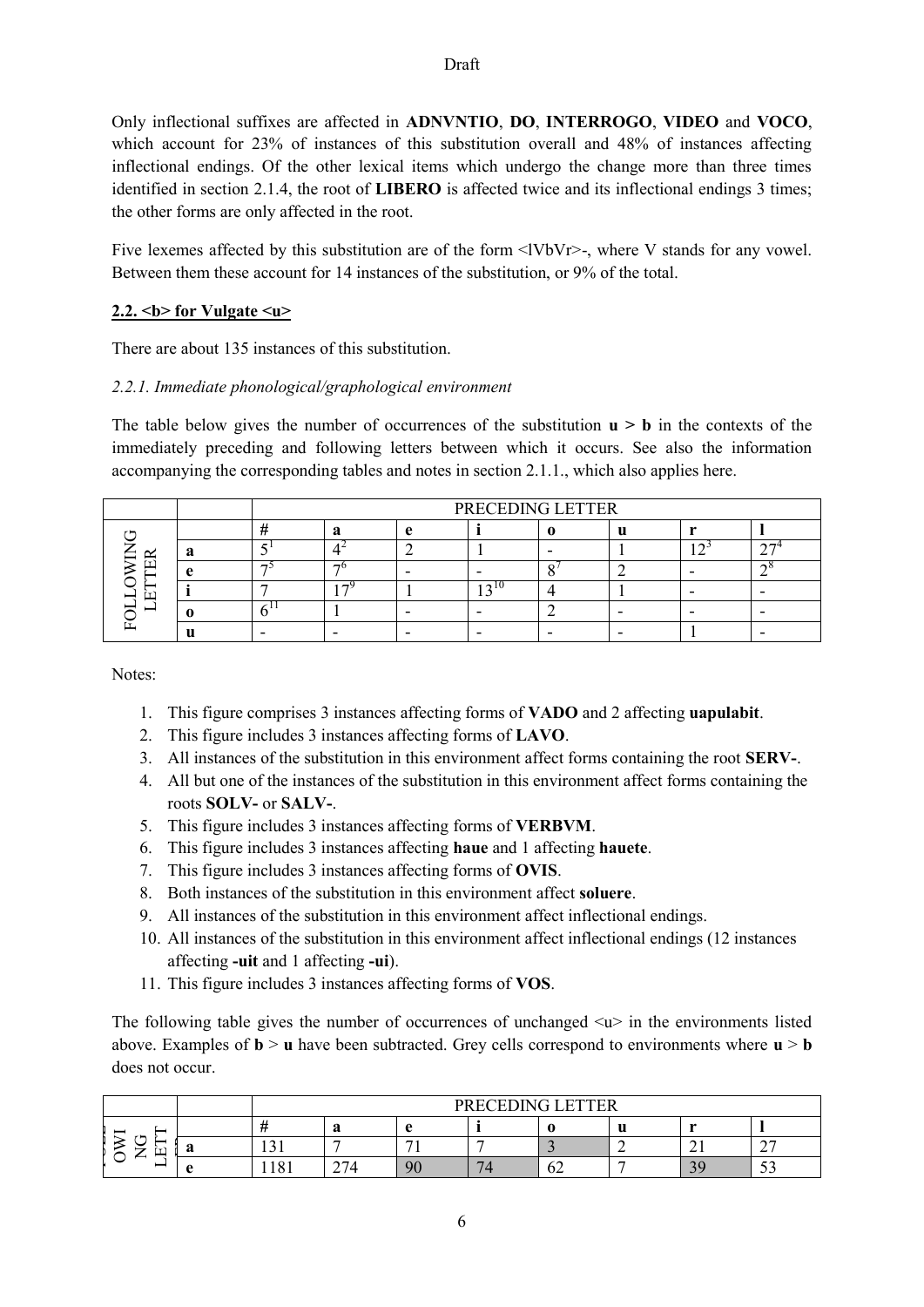Only inflectional suffixes are affected in **ADNVNTIO**, **DO**, **INTERROGO**, **VIDEO** and **VOCO**, which account for 23% of instances of this substitution overall and 48% of instances affecting inflectional endings. Of the other lexical items which undergo the change more than three times identified in section 2.1.4, the root of **LIBERO** is affected twice and its inflectional endings 3 times; the other forms are only affected in the root.

Five lexemes affected by this substitution are of the form <lVbVr>-, where V stands for any vowel. Between them these account for 14 instances of the substitution, or 9% of the total.

### 2.2. <b> for Vulgate <u>

There are about 135 instances of this substitution.

#### *2.2.1. Immediate phonological/graphological environment*

The table below gives the number of occurrences of the substitution **u > b** in the contexts of the immediately preceding and following letters between which it occurs. See also the information accompanying the corresponding tables and notes in section 2.1.1., which also applies here.

| | | PRECEDING LETTER | | | | | | | |
|---|---|---|---|---|---|---|---|---|---|
| | | **#** | **a** | **e** | **i** | **o** | **u** | **r** | **l** |
| FOLLOWING LETTER | **a** | 5[1] | 4[2] | 2 | 1 | - | 1 | 12[3] | 27[4] |
| | **e** | 7[5] | 7[6] | - | - | 8[7] | 2 | - | 2[8] |
| | **i** | 7 | 17[9] | 1 | 13[10] | 4 | 1 | - | - |
| | **o** | 6[11] | 1 | - | - | 2 | - | - | - |
| | **u** | - | - | - | - | - | - | 1 | - |

Notes:

1. This figure comprises 3 instances affecting forms of **VADO** and 2 affecting **uapulabit**.
2. This figure includes 3 instances affecting forms of **LAVO**.
3. All instances of the substitution in this environment affect forms containing the root **SERV-**.
4. All but one of the instances of the substitution in this environment affect forms containing the roots **SOLV-** or **SALV-**.
5. This figure includes 3 instances affecting forms of **VERBVM**.
6. This figure includes 3 instances affecting **haue** and 1 affecting **hauete**.
7. This figure includes 3 instances affecting forms of **OVIS**.
8. Both instances of the substitution in this environment affect **soluere**.
9. All instances of the substitution in this environment affect inflectional endings.
10. All instances of the substitution in this environment affect inflectional endings (12 instances affecting **-uit** and 1 affecting **-ui**).
11. This figure includes 3 instances affecting forms of **VOS**.

The following table gives the number of occurrences of unchanged <u> in the environments listed above. Examples of **b** > **u** have been subtracted. Grey cells correspond to environments where **u** > **b** does not occur.

| | | PRECEDING LETTER | | | | | | | |
|---|---|---|---|---|---|---|---|---|---|
| | | **#** | **a** | **e** | **i** | **o** | **u** | **r** | **l** |
| FOLLOWING LETTER | **a** | 131 | 7 | 71 | 7 | 3 | 2 | 21 | 27 |
| | **e** | 1181 | 274 | 90 | 74 | 62 | 7 | 39 | 53 |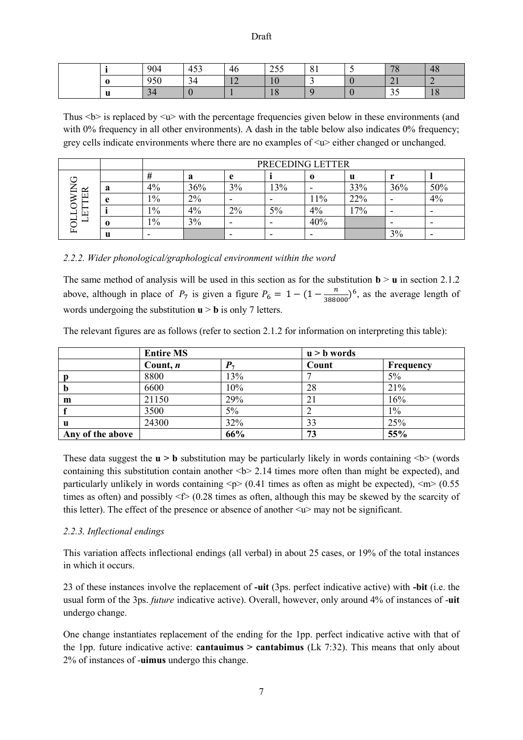|  | i | 904 | 453 | 46 | 255 | 81 | 5 | 78 | 48 |
|---|---|---|---|---|---|---|---|---|---|
|  | o | 950 | 34 | 12 | 10 | 3 | 0 | 21 | 2 |
|  | u | 34 | 0 | 1 | 18 | 9 | 0 | 35 | 18 |

Thus <b> is replaced by <u> with the percentage frequencies given below in these environments (and with 0% frequency in all other environments). A dash in the table below also indicates 0% frequency; grey cells indicate environments where there are no examples of <u> either changed or unchanged.

|  |  | PRECEDING LETTER | | | | | | | |
|---|---|---|---|---|---|---|---|---|---|
|  |  | # | a | e | i | o | u | r | l |
| FOLLOWING LETTER | a | 4% | 36% | 3% | 13% | - | 33% | 36% | 50% |
|  | e | 1% | 2% | - | - | 11% | 22% | - | 4% |
|  | i | 1% | 4% | 2% | 5% | 4% | 17% | - | - |
|  | o | 1% | 3% | - | - | 40% |  | - | - |
|  | u | - |  | - | - | - |  | 3% | - |

### *2.2.2. Wider phonological/graphological environment within the word*

The same method of analysis will be used in this section as for the substitution **b** > **u** in section 2.1.2 above, although in place of $P_7$ is given a figure $P_6 = 1 - (1 - \frac{n}{388000})^6$, as the average length of words undergoing the substitution **u** > **b** is only 7 letters.

The relevant figures are as follows (refer to section 2.1.2 for information on interpreting this table):

|  | **Entire MS** | | **u > b words** | |
|---|---|---|---|---|
|  | **Count, *n*** | $P_7$ | **Count** | **Frequency** |
| **p** | 8800 | 13% | 7 | 5% |
| **b** | 6600 | 10% | 28 | 21% |
| **m** | 21150 | 29% | 21 | 16% |
| **f** | 3500 | 5% | 2 | 1% |
| **u** | 24300 | 32% | 33 | 25% |
| **Any of the above** |  | **66%** | **73** | **55%** |

These data suggest the **u > b** substitution may be particularly likely in words containing <b> (words containing this substitution contain another <b> 2.14 times more often than might be expected), and particularly unlikely in words containing <p> (0.41 times as often as might be expected), <m> (0.55 times as often) and possibly <f> (0.28 times as often, although this may be skewed by the scarcity of this letter). The effect of the presence or absence of another <u> may not be significant.

### *2.2.3. Inflectional endings*

This variation affects inflectional endings (all verbal) in about 25 cases, or 19% of the total instances in which it occurs.

23 of these instances involve the replacement of **-uit** (3ps. perfect indicative active) with **-bit** (i.e. the usual form of the 3ps. *future* indicative active). Overall, however, only around 4% of instances of -**uit** undergo change.

One change instantiates replacement of the ending for the 1pp. perfect indicative active with that of the 1pp. future indicative active: **cantauimus > cantabimus** (Lk 7:32). This means that only about 2% of instances of -**uimus** undergo this change.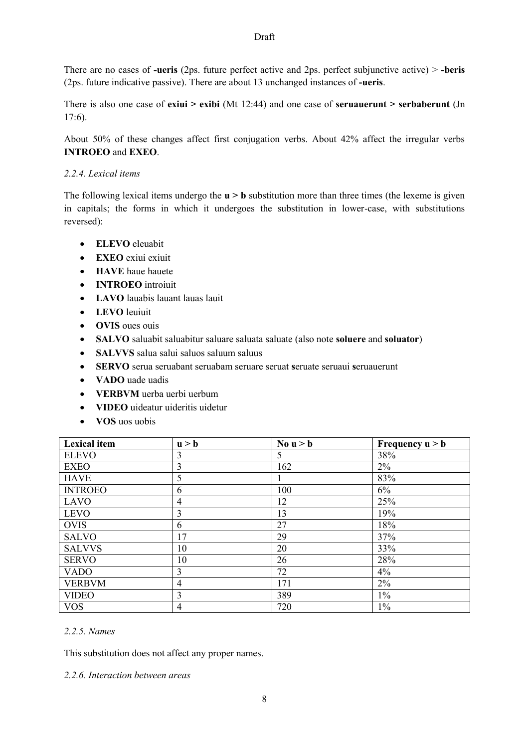There are no cases of **-ueris** (2ps. future perfect active and 2ps. perfect subjunctive active) > **-beris** (2ps. future indicative passive). There are about 13 unchanged instances of **-ueris**.

There is also one case of **exiui > exibi** (Mt 12:44) and one case of **seruauerunt > serbaberunt** (Jn 17:6).

About 50% of these changes affect first conjugation verbs. About 42% affect the irregular verbs **INTROEO** and **EXEO**.

*2.2.4. Lexical items*

The following lexical items undergo the **u > b** substitution more than three times (the lexeme is given in capitals; the forms in which it undergoes the substitution in lower-case, with substitutions reversed):

- **ELEVO** eleuabit
- **EXEO** exiui exiuit
- **HAVE** haue hauete
- **INTROEO** introiuit
- **LAVO** lauabis lauant lauas lauit
- **LEVO** leuiuit
- **OVIS** oues ouis
- **SALVO** saluabit saluabitur saluare saluata saluate (also note **soluere** and **soluator**)
- **SALVVS** salua salui saluos saluum saluus
- **SERVO** serua seruabant seruabam seruare seruat **s**eruate seruaui **s**eruauerunt
- **VADO** uade uadis
- **VERBVM** uerba uerbi uerbum
- **VIDEO** uideatur uideritis uidetur
- **VOS** uos uobis

| Lexical item | u > b | No u > b | Frequency u > b |
|---|---|---|---|
| ELEVO | 3 | 5 | 38% |
| EXEO | 3 | 162 | 2% |
| HAVE | 5 | 1 | 83% |
| INTROEO | 6 | 100 | 6% |
| LAVO | 4 | 12 | 25% |
| LEVO | 3 | 13 | 19% |
| OVIS | 6 | 27 | 18% |
| SALVO | 17 | 29 | 37% |
| SALVVS | 10 | 20 | 33% |
| SERVO | 10 | 26 | 28% |
| VADO | 3 | 72 | 4% |
| VERBVM | 4 | 171 | 2% |
| VIDEO | 3 | 389 | 1% |
| VOS | 4 | 720 | 1% |

*2.2.5. Names*

This substitution does not affect any proper names.

*2.2.6. Interaction between areas*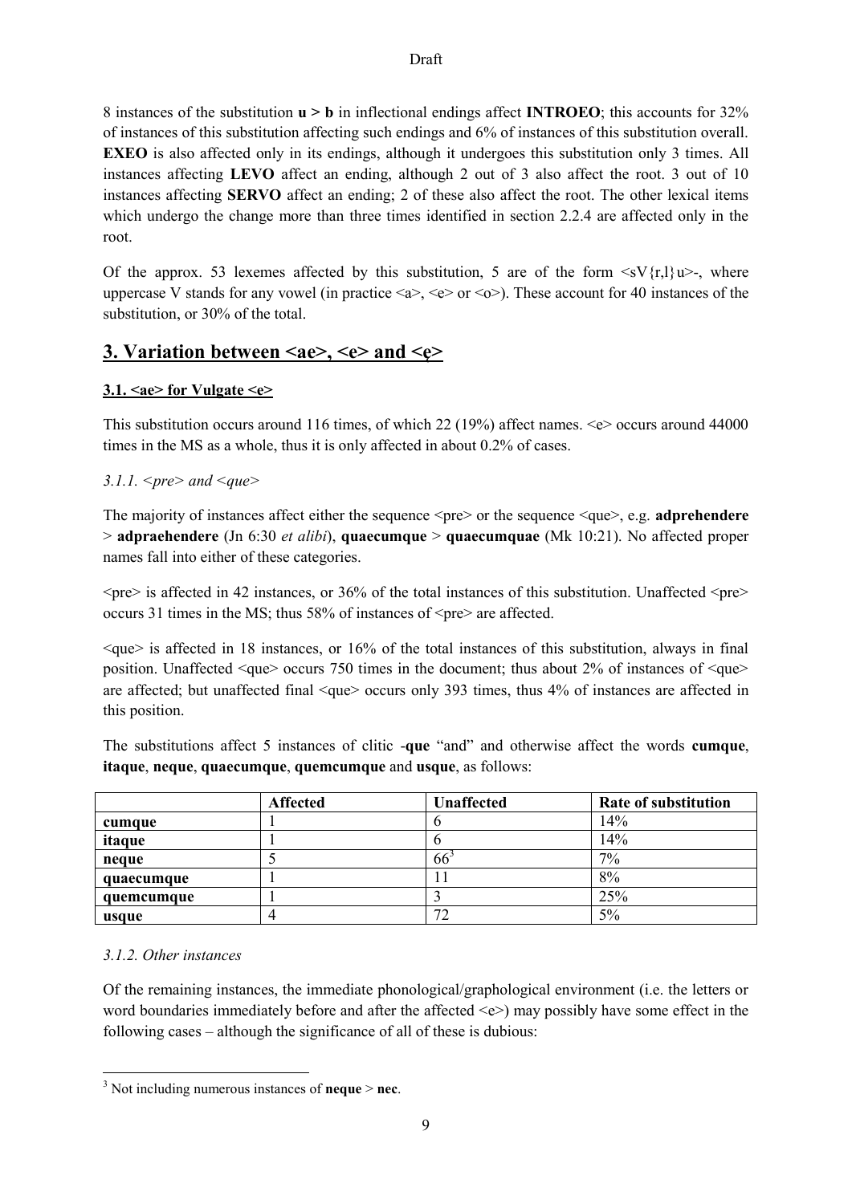8 instances of the substitution **u > b** in inflectional endings affect **INTROEO**; this accounts for 32% of instances of this substitution affecting such endings and 6% of instances of this substitution overall. **EXEO** is also affected only in its endings, although it undergoes this substitution only 3 times. All instances affecting **LEVO** affect an ending, although 2 out of 3 also affect the root. 3 out of 10 instances affecting **SERVO** affect an ending; 2 of these also affect the root. The other lexical items which undergo the change more than three times identified in section 2.2.4 are affected only in the root.

Of the approx. 53 lexemes affected by this substitution, 5 are of the form <sV{r,l}u>-, where uppercase V stands for any vowel (in practice <a>, <e> or <o>). These account for 40 instances of the substitution, or 30% of the total.

## 3. Variation between <ae>, <e> and <ę>

### 3.1. <ae> for Vulgate <e>

This substitution occurs around 116 times, of which 22 (19%) affect names. <e> occurs around 44000 times in the MS as a whole, thus it is only affected in about 0.2% of cases.

#### *3.1.1. <pre> and <que>*

The majority of instances affect either the sequence <pre> or the sequence <que>, e.g. **adprehendere** > **adpraehendere** (Jn 6:30 *et alibi*), **quaecumque** > **quaecumquae** (Mk 10:21). No affected proper names fall into either of these categories.

<pre> is affected in 42 instances, or 36% of the total instances of this substitution. Unaffected <pre> occurs 31 times in the MS; thus 58% of instances of <pre> are affected.

<que> is affected in 18 instances, or 16% of the total instances of this substitution, always in final position. Unaffected <que> occurs 750 times in the document; thus about 2% of instances of <que> are affected; but unaffected final <que> occurs only 393 times, thus 4% of instances are affected in this position.

The substitutions affect 5 instances of clitic -**que** "and" and otherwise affect the words **cumque**, **itaque**, **neque**, **quaecumque**, **quemcumque** and **usque**, as follows:

| | Affected | Unaffected | Rate of substitution |
|---|---|---|---|
| **cumque** | 1 | 6 | 14% |
| **itaque** | 1 | 6 | 14% |
| **neque** | 5 | 66[3] | 7% |
| **quaecumque** | 1 | 11 | 8% |
| **quemcumque** | 1 | 3 | 25% |
| **usque** | 4 | 72 | 5% |

#### *3.1.2. Other instances*

Of the remaining instances, the immediate phonological/graphological environment (i.e. the letters or word boundaries immediately before and after the affected <e>) may possibly have some effect in the following cases – although the significance of all of these is dubious:

[3] Not including numerous instances of **neque** > **nec**.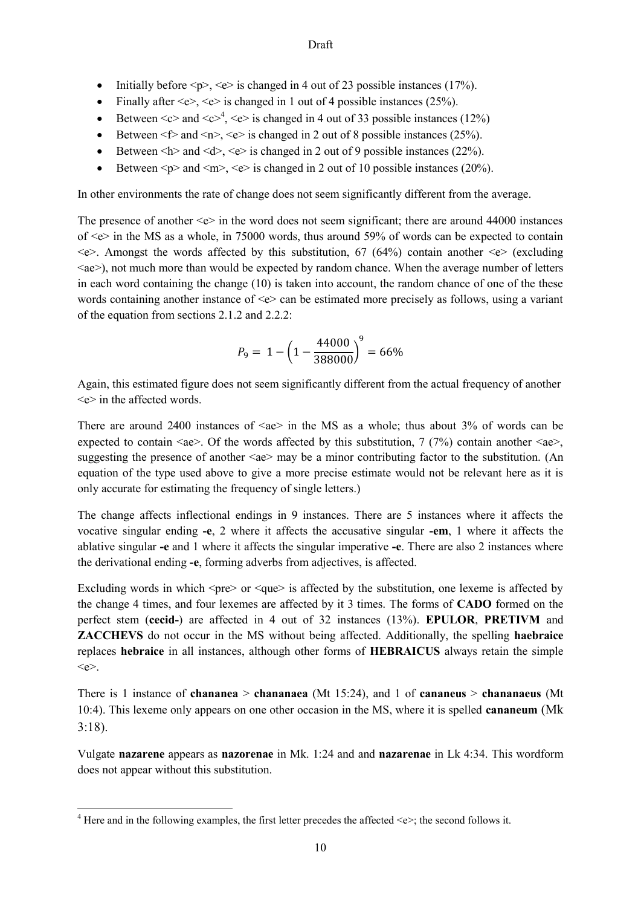- Initially before <p>, <e> is changed in 4 out of 23 possible instances (17%).
- Finally after <e>, <e> is changed in 1 out of 4 possible instances (25%).
- Between <c> and <c>[4], <e> is changed in 4 out of 33 possible instances (12%)
- Between <f> and <n>, <e> is changed in 2 out of 8 possible instances (25%).
- Between <h> and <d>, <e> is changed in 2 out of 9 possible instances (22%).
- Between <p> and <m>, <e> is changed in 2 out of 10 possible instances (20%).

In other environments the rate of change does not seem significantly different from the average.

The presence of another <e> in the word does not seem significant; there are around 44000 instances of <e> in the MS as a whole, in 75000 words, thus around 59% of words can be expected to contain <e>. Amongst the words affected by this substitution, 67 (64%) contain another <e> (excluding <ae>), not much more than would be expected by random chance. When the average number of letters in each word containing the change (10) is taken into account, the random chance of one of the these words containing another instance of <e> can be estimated more precisely as follows, using a variant of the equation from sections 2.1.2 and 2.2.2:

$$P_9 = 1 - \left(1 - \frac{44000}{388000}\right)^9 = 66\%$$

Again, this estimated figure does not seem significantly different from the actual frequency of another <e> in the affected words.

There are around 2400 instances of <ae> in the MS as a whole; thus about 3% of words can be expected to contain <ae>. Of the words affected by this substitution, 7 (7%) contain another <ae>, suggesting the presence of another <ae> may be a minor contributing factor to the substitution. (An equation of the type used above to give a more precise estimate would not be relevant here as it is only accurate for estimating the frequency of single letters.)

The change affects inflectional endings in 9 instances. There are 5 instances where it affects the vocative singular ending **-e**, 2 where it affects the accusative singular **-em**, 1 where it affects the ablative singular **-e** and 1 where it affects the singular imperative **-e**. There are also 2 instances where the derivational ending **-e**, forming adverbs from adjectives, is affected.

Excluding words in which <pre> or <que> is affected by the substitution, one lexeme is affected by the change 4 times, and four lexemes are affected by it 3 times. The forms of **CADO** formed on the perfect stem (**cecid-**) are affected in 4 out of 32 instances (13%). **EPULOR**, **PRETIVM** and **ZACCHEVS** do not occur in the MS without being affected. Additionally, the spelling **haebraice** replaces **hebraice** in all instances, although other forms of **HEBRAICUS** always retain the simple <e>.

There is 1 instance of **chananea** > **chananaea** (Mt 15:24), and 1 of **cananeus** > **chananaeus** (Mt 10:4). This lexeme only appears on one other occasion in the MS, where it is spelled **cananeum** (Mk 3:18).

Vulgate **nazarene** appears as **nazorenae** in Mk. 1:24 and and **nazarenae** in Lk 4:34. This wordform does not appear without this substitution.

[4] Here and in the following examples, the first letter precedes the affected <e>; the second follows it.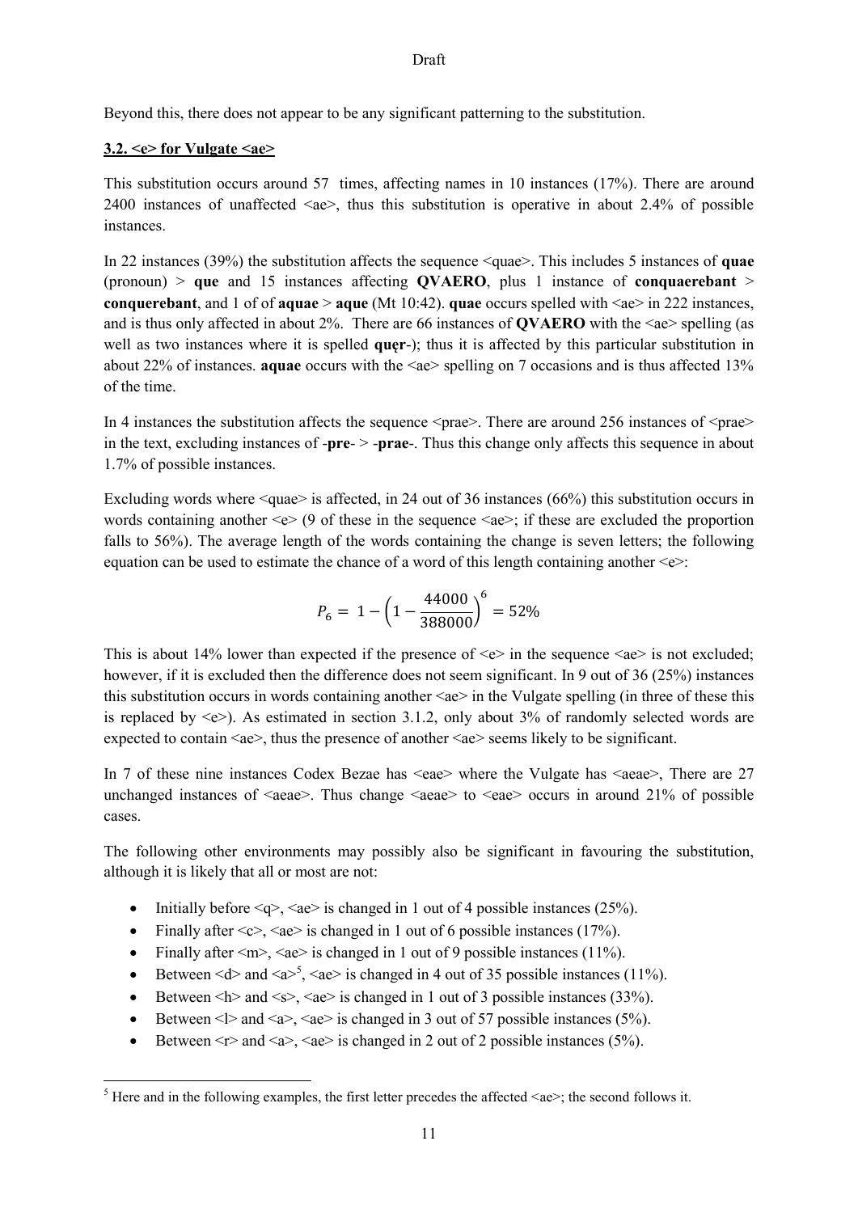Beyond this, there does not appear to be any significant patterning to the substitution.

### 3.2. <e> for Vulgate <ae>

This substitution occurs around 57 times, affecting names in 10 instances (17%). There are around 2400 instances of unaffected <ae>, thus this substitution is operative in about 2.4% of possible instances.

In 22 instances (39%) the substitution affects the sequence <quae>. This includes 5 instances of **quae** (pronoun) > **que** and 15 instances affecting **QVAERO**, plus 1 instance of **conquaerebant** > **conquerebant**, and 1 of of **aquae** > **aque** (Mt 10:42). **quae** occurs spelled with <ae> in 222 instances, and is thus only affected in about 2%. There are 66 instances of **QVAERO** with the <ae> spelling (as well as two instances where it is spelled **quęr**-); thus it is affected by this particular substitution in about 22% of instances. **aquae** occurs with the <ae> spelling on 7 occasions and is thus affected 13% of the time.

In 4 instances the substitution affects the sequence <prae>. There are around 256 instances of <prae> in the text, excluding instances of -**pre**- > -**prae**-. Thus this change only affects this sequence in about 1.7% of possible instances.

Excluding words where <quae> is affected, in 24 out of 36 instances (66%) this substitution occurs in words containing another <e> (9 of these in the sequence <ae>; if these are excluded the proportion falls to 56%). The average length of the words containing the change is seven letters; the following equation can be used to estimate the chance of a word of this length containing another <e>:

$$P_6 = 1 - \left(1 - \frac{44000}{388000}\right)^6 = 52\%$$

This is about 14% lower than expected if the presence of <e> in the sequence <ae> is not excluded; however, if it is excluded then the difference does not seem significant. In 9 out of 36 (25%) instances this substitution occurs in words containing another <ae> in the Vulgate spelling (in three of these this is replaced by <e>). As estimated in section 3.1.2, only about 3% of randomly selected words are expected to contain <ae>, thus the presence of another <ae> seems likely to be significant.

In 7 of these nine instances Codex Bezae has <eae> where the Vulgate has <aeae>, There are 27 unchanged instances of <aeae>. Thus change <aeae> to <eae> occurs in around 21% of possible cases.

The following other environments may possibly also be significant in favouring the substitution, although it is likely that all or most are not:

- Initially before <q>, <ae> is changed in 1 out of 4 possible instances (25%).
- Finally after <c>, <ae> is changed in 1 out of 6 possible instances (17%).
- Finally after <m>, <ae> is changed in 1 out of 9 possible instances (11%).
- Between <d> and <a>[5], <ae> is changed in 4 out of 35 possible instances (11%).
- Between <h> and <s>, <ae> is changed in 1 out of 3 possible instances (33%).
- Between <l> and <a>, <ae> is changed in 3 out of 57 possible instances (5%).
- Between <r> and <a>, <ae> is changed in 2 out of 2 possible instances (5%).

[5] Here and in the following examples, the first letter precedes the affected <ae>; the second follows it.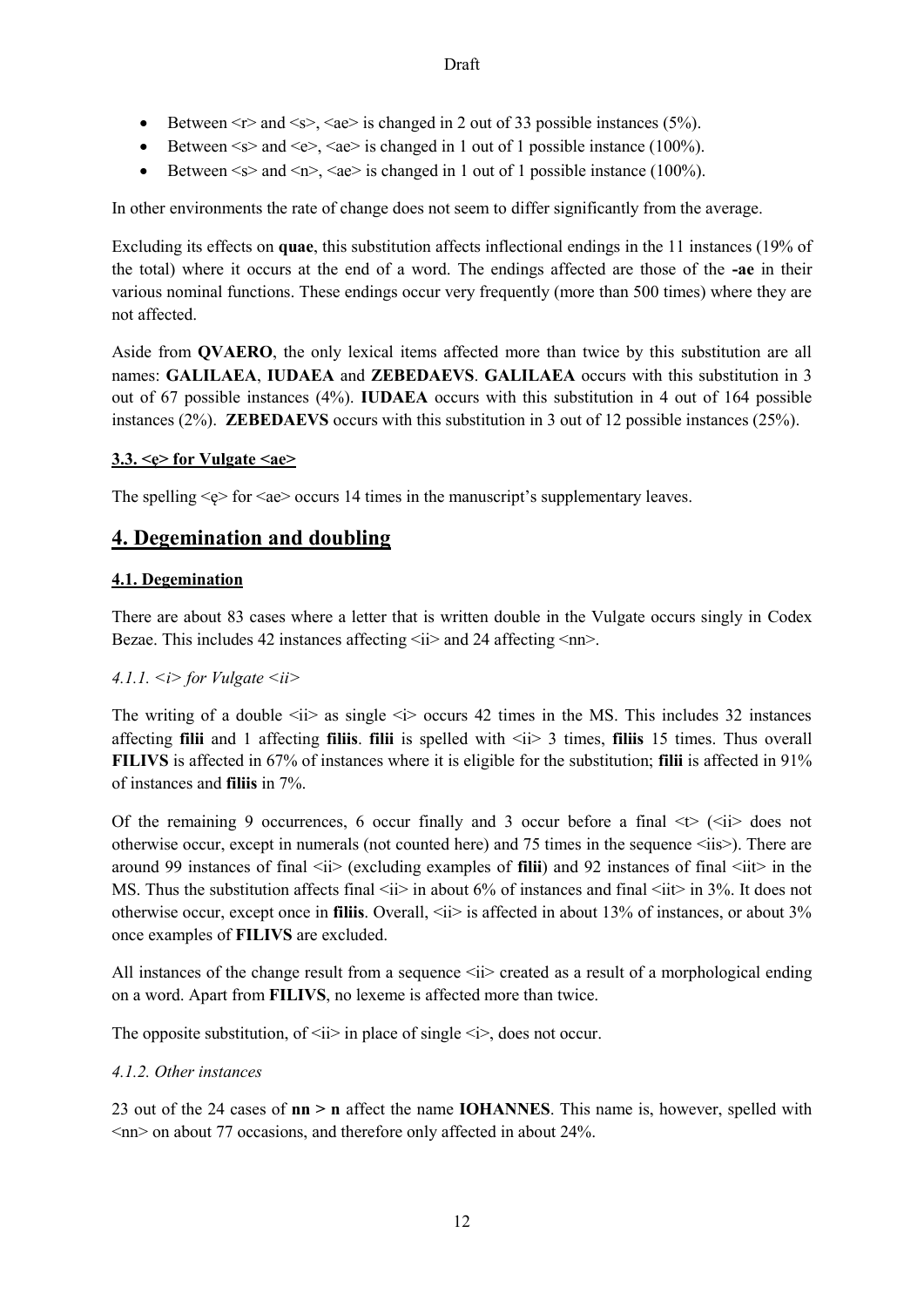- Between <r> and <s>, <ae> is changed in 2 out of 33 possible instances (5%).
- Between <s> and <e>, <ae> is changed in 1 out of 1 possible instance (100%).
- Between <s> and <n>, <ae> is changed in 1 out of 1 possible instance (100%).

In other environments the rate of change does not seem to differ significantly from the average.

Excluding its effects on **quae**, this substitution affects inflectional endings in the 11 instances (19% of the total) where it occurs at the end of a word. The endings affected are those of the **-ae** in their various nominal functions. These endings occur very frequently (more than 500 times) where they are not affected.

Aside from **QVAERO**, the only lexical items affected more than twice by this substitution are all names: **GALILAEA**, **IUDAEA** and **ZEBEDAEVS**. **GALILAEA** occurs with this substitution in 3 out of 67 possible instances (4%). **IUDAEA** occurs with this substitution in 4 out of 164 possible instances (2%). **ZEBEDAEVS** occurs with this substitution in 3 out of 12 possible instances (25%).

### 3.3. <ę> for Vulgate <ae>

The spelling <ę> for <ae> occurs 14 times in the manuscript's supplementary leaves.

## 4. Degemination and doubling

### 4.1. Degemination

There are about 83 cases where a letter that is written double in the Vulgate occurs singly in Codex Bezae. This includes 42 instances affecting <ii> and 24 affecting <nn>.

#### *4.1.1. <i> for Vulgate <ii>*

The writing of a double <ii> as single <i> occurs 42 times in the MS. This includes 32 instances affecting **filii** and 1 affecting **filiis**. **filii** is spelled with <ii> 3 times, **filiis** 15 times. Thus overall **FILIVS** is affected in 67% of instances where it is eligible for the substitution; **filii** is affected in 91% of instances and **filiis** in 7%.

Of the remaining 9 occurrences, 6 occur finally and 3 occur before a final <t> (<ii> does not otherwise occur, except in numerals (not counted here) and 75 times in the sequence <iis>). There are around 99 instances of final <ii> (excluding examples of **filii**) and 92 instances of final <iit> in the MS. Thus the substitution affects final <ii> in about 6% of instances and final <iit> in 3%. It does not otherwise occur, except once in **filiis**. Overall, <ii> is affected in about 13% of instances, or about 3% once examples of **FILIVS** are excluded.

All instances of the change result from a sequence <ii> created as a result of a morphological ending on a word. Apart from **FILIVS**, no lexeme is affected more than twice.

The opposite substitution, of <ii> in place of single <i>, does not occur.

#### *4.1.2. Other instances*

23 out of the 24 cases of **nn > n** affect the name **IOHANNES**. This name is, however, spelled with <nn> on about 77 occasions, and therefore only affected in about 24%.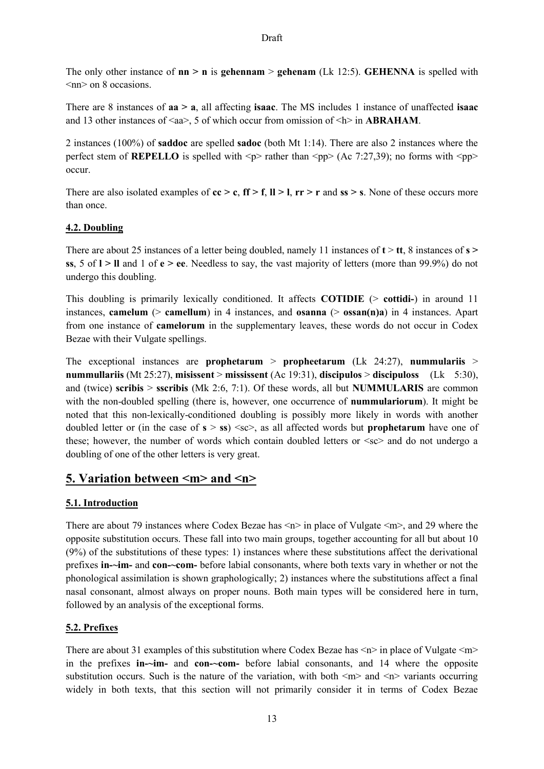The only other instance of **nn > n** is **gehennam** > **gehenam** (Lk 12:5). **GEHENNA** is spelled with <nn> on 8 occasions.

There are 8 instances of **aa > a**, all affecting **isaac**. The MS includes 1 instance of unaffected **isaac** and 13 other instances of <aa>, 5 of which occur from omission of <h> in **ABRAHAM**.

2 instances (100%) of **saddoc** are spelled **sadoc** (both Mt 1:14). There are also 2 instances where the perfect stem of **REPELLO** is spelled with <p> rather than <pp> (Ac 7:27,39); no forms with <pp> occur.

There are also isolated examples of **cc > c**, **ff > f**, **ll > l**, **rr > r** and **ss > s**. None of these occurs more than once.

### 4.2. Doubling

There are about 25 instances of a letter being doubled, namely 11 instances of **t** > **tt**, 8 instances of **s > ss**, 5 of **l > ll** and 1 of **e > ee**. Needless to say, the vast majority of letters (more than 99.9%) do not undergo this doubling.

This doubling is primarily lexically conditioned. It affects **COTIDIE** (> **cottidi-**) in around 11 instances, **camelum** (> **camellum**) in 4 instances, and **osanna** (> **ossan(n)a**) in 4 instances. Apart from one instance of **camelorum** in the supplementary leaves, these words do not occur in Codex Bezae with their Vulgate spellings.

The exceptional instances are **prophetarum** > **propheetarum** (Lk 24:27), **nummulariis** > **nummullariis** (Mt 25:27), **misissent** > **mississent** (Ac 19:31), **discipulos** > **discipuloss** (Lk 5:30), and (twice) **scribis** > **sscribis** (Mk 2:6, 7:1). Of these words, all but **NUMMULARIS** are common with the non-doubled spelling (there is, however, one occurrence of **nummulariorum**). It might be noted that this non-lexically-conditioned doubling is possibly more likely in words with another doubled letter or (in the case of **s** > **ss**) <sc>, as all affected words but **prophetarum** have one of these; however, the number of words which contain doubled letters or <sc> and do not undergo a doubling of one of the other letters is very great.

## 5. Variation between <m> and <n>

### 5.1. Introduction

There are about 79 instances where Codex Bezae has <n> in place of Vulgate <m>, and 29 where the opposite substitution occurs. These fall into two main groups, together accounting for all but about 10 (9%) of the substitutions of these types: 1) instances where these substitutions affect the derivational prefixes **in-~im-** and **con-~com-** before labial consonants, where both texts vary in whether or not the phonological assimilation is shown graphologically; 2) instances where the substitutions affect a final nasal consonant, almost always on proper nouns. Both main types will be considered here in turn, followed by an analysis of the exceptional forms.

### 5.2. Prefixes

There are about 31 examples of this substitution where Codex Bezae has <n> in place of Vulgate <m> in the prefixes **in-~im-** and **con-~com-** before labial consonants, and 14 where the opposite substitution occurs. Such is the nature of the variation, with both <m> and <n> variants occurring widely in both texts, that this section will not primarily consider it in terms of Codex Bezae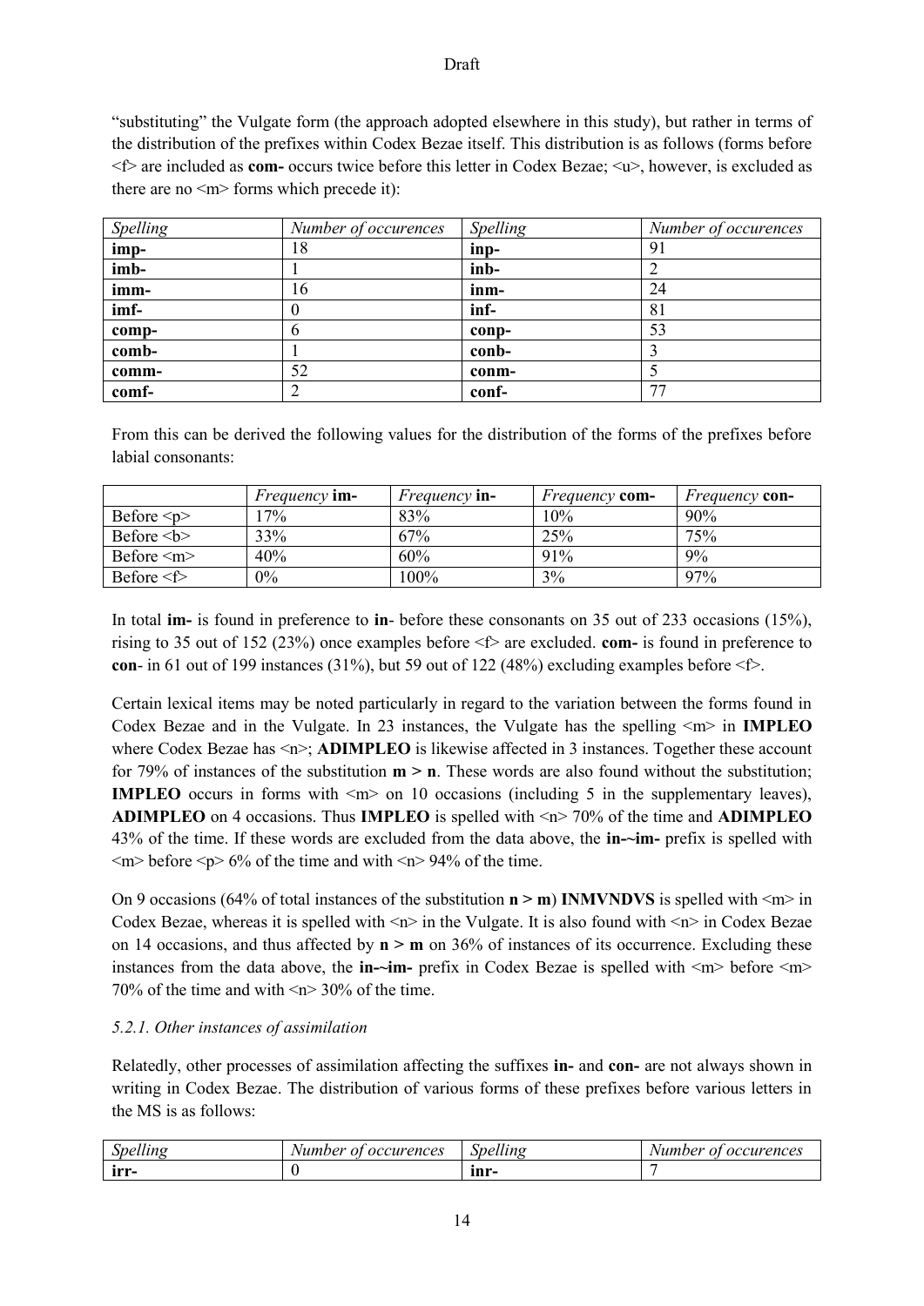"substituting" the Vulgate form (the approach adopted elsewhere in this study), but rather in terms of the distribution of the prefixes within Codex Bezae itself. This distribution is as follows (forms before <f> are included as **com-** occurs twice before this letter in Codex Bezae; <u>, however, is excluded as there are no <m> forms which precede it):

| *Spelling* | *Number of occurences* | *Spelling* | *Number of occurences* |
|---|---|---|---|
| **imp-** | 18 | **inp-** | 91 |
| **imb-** | 1 | **inb-** | 2 |
| **imm-** | 16 | **inm-** | 24 |
| **imf-** | 0 | **inf-** | 81 |
| **comp-** | 6 | **conp-** | 53 |
| **comb-** | 1 | **conb-** | 3 |
| **comm-** | 52 | **conm-** | 5 |
| **comf-** | 2 | **conf-** | 77 |

From this can be derived the following values for the distribution of the forms of the prefixes before labial consonants:

| | *Frequency* **im-** | *Frequency* **in-** | *Frequency* **com-** | *Frequency* **con-** |
|---|---|---|---|---|
| Before <p> | 17% | 83% | 10% | 90% |
| Before <b> | 33% | 67% | 25% | 75% |
| Before <m> | 40% | 60% | 91% | 9% |
| Before <f> | 0% | 100% | 3% | 97% |

In total **im-** is found in preference to **in**- before these consonants on 35 out of 233 occasions (15%), rising to 35 out of 152 (23%) once examples before <f> are excluded. **com-** is found in preference to **con**- in 61 out of 199 instances (31%), but 59 out of 122 (48%) excluding examples before <f>.

Certain lexical items may be noted particularly in regard to the variation between the forms found in Codex Bezae and in the Vulgate. In 23 instances, the Vulgate has the spelling <m> in **IMPLEO** where Codex Bezae has <n>; **ADIMPLEO** is likewise affected in 3 instances. Together these account for 79% of instances of the substitution **m > n**. These words are also found without the substitution; **IMPLEO** occurs in forms with <m> on 10 occasions (including 5 in the supplementary leaves), **ADIMPLEO** on 4 occasions. Thus **IMPLEO** is spelled with <n> 70% of the time and **ADIMPLEO** 43% of the time. If these words are excluded from the data above, the **in-~im-** prefix is spelled with <m> before <p> 6% of the time and with <n> 94% of the time.

On 9 occasions (64% of total instances of the substitution **n > m**) **INMVNDVS** is spelled with <m> in Codex Bezae, whereas it is spelled with <n> in the Vulgate. It is also found with <n> in Codex Bezae on 14 occasions, and thus affected by **n > m** on 36% of instances of its occurrence. Excluding these instances from the data above, the **in-~im-** prefix in Codex Bezae is spelled with <m> before <m> 70% of the time and with <n> 30% of the time.

### *5.2.1. Other instances of assimilation*

Relatedly, other processes of assimilation affecting the suffixes **in-** and **con-** are not always shown in writing in Codex Bezae. The distribution of various forms of these prefixes before various letters in the MS is as follows:

| *Spelling* | *Number of occurences* | *Spelling* | *Number of occurences* |
|---|---|---|---|
| **irr-** | 0 | **inr-** | 7 |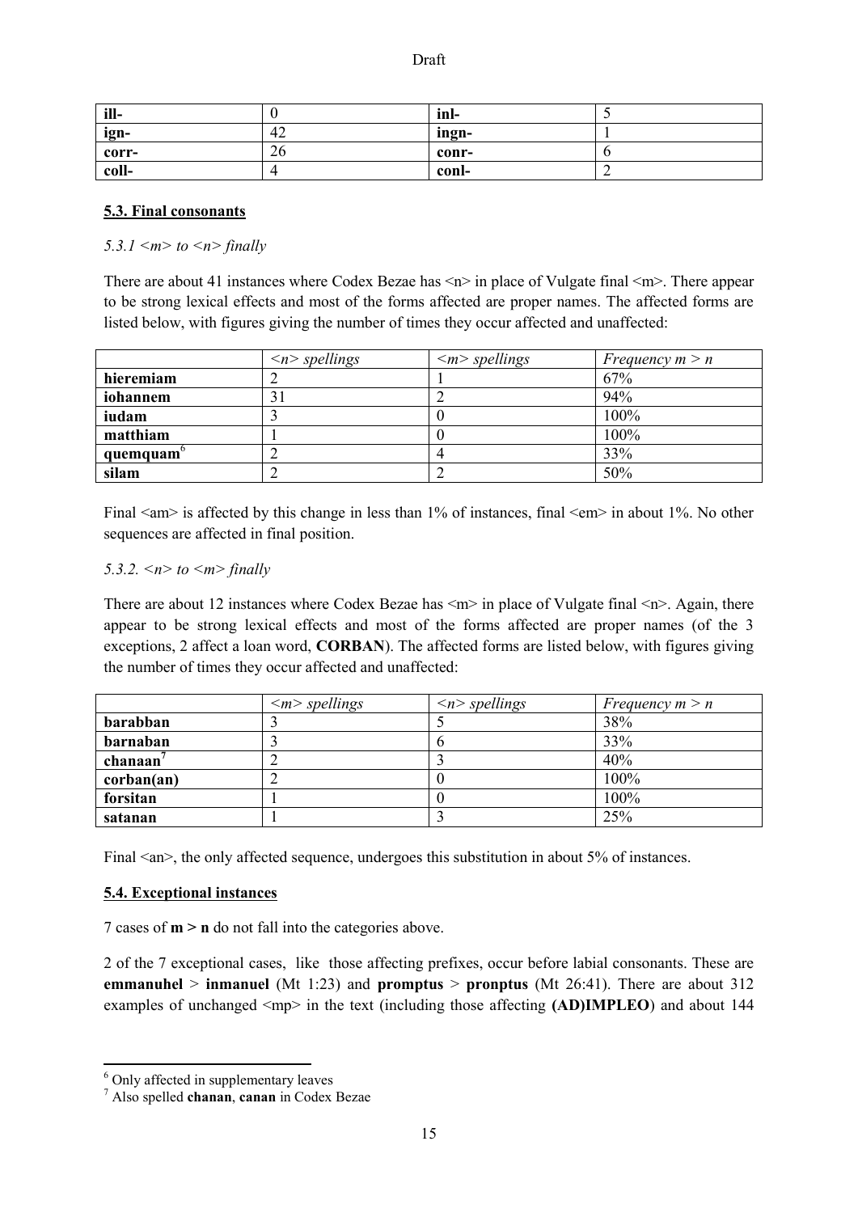| ill- | 0 | inl- | 5 |
|---|---|---|---|
| ign- | 42 | ingn- | 1 |
| corr- | 26 | conr- | 6 |
| coll- | 4 | conl- | 2 |

### 5.3. Final consonants

*5.3.1 <m> to <n> finally*

There are about 41 instances where Codex Bezae has <n> in place of Vulgate final <m>. There appear to be strong lexical effects and most of the forms affected are proper names. The affected forms are listed below, with figures giving the number of times they occur affected and unaffected:

| | *<n> spellings* | *<m> spellings* | *Frequency m > n* |
|---|---|---|---|
| **hieremiam** | 2 | 1 | 67% |
| **iohannem** | 31 | 2 | 94% |
| **iudam** | 3 | 0 | 100% |
| **matthiam** | 1 | 0 | 100% |
| **quemquam**[6] | 2 | 4 | 33% |
| **silam** | 2 | 2 | 50% |

Final <am> is affected by this change in less than 1% of instances, final <em> in about 1%. No other sequences are affected in final position.

*5.3.2. <n> to <m> finally*

There are about 12 instances where Codex Bezae has <m> in place of Vulgate final <n>. Again, there appear to be strong lexical effects and most of the forms affected are proper names (of the 3 exceptions, 2 affect a loan word, **CORBAN**). The affected forms are listed below, with figures giving the number of times they occur affected and unaffected:

| | *<m> spellings* | *<n> spellings* | *Frequency m > n* |
|---|---|---|---|
| **barabban** | 3 | 5 | 38% |
| **barnaban** | 3 | 6 | 33% |
| **chanaan**[7] | 2 | 3 | 40% |
| **corban(an)** | 2 | 0 | 100% |
| **forsitan** | 1 | 0 | 100% |
| **satanan** | 1 | 3 | 25% |

Final <an>, the only affected sequence, undergoes this substitution in about 5% of instances.

### 5.4. Exceptional instances

7 cases of **m > n** do not fall into the categories above.

2 of the 7 exceptional cases, like those affecting prefixes, occur before labial consonants. These are **emmanuhel** > **inmanuel** (Mt 1:23) and **promptus** > **pronptus** (Mt 26:41). There are about 312 examples of unchanged <mp> in the text (including those affecting **(AD)IMPLEO**) and about 144

[6] Only affected in supplementary leaves

[7] Also spelled **chanan**, **canan** in Codex Bezae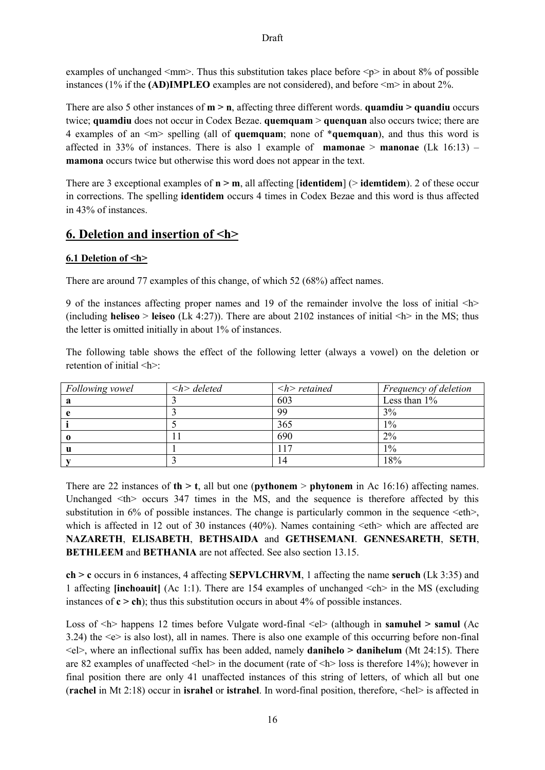examples of unchanged <mm>. Thus this substitution takes place before <p> in about 8% of possible instances (1% if the **(AD)IMPLEO** examples are not considered), and before <m> in about 2%.

There are also 5 other instances of **m > n**, affecting three different words. **quamdiu > quandiu** occurs twice; **quamdiu** does not occur in Codex Bezae. **quemquam** > **quenquan** also occurs twice; there are 4 examples of an <m> spelling (all of **quemquam**; none of ***quemquan**), and thus this word is affected in 33% of instances. There is also 1 example of **mamonae** > **manonae** (Lk 16:13) – **mamona** occurs twice but otherwise this word does not appear in the text.

There are 3 exceptional examples of **n > m**, all affecting [**identidem**] (> **idemtidem**). 2 of these occur in corrections. The spelling **identidem** occurs 4 times in Codex Bezae and this word is thus affected in 43% of instances.

## 6. Deletion and insertion of <h>

### 6.1 Deletion of <h>

There are around 77 examples of this change, of which 52 (68%) affect names.

9 of the instances affecting proper names and 19 of the remainder involve the loss of initial <h> (including **heliseo** > **leiseo** (Lk 4:27)). There are about 2102 instances of initial <h> in the MS; thus the letter is omitted initially in about 1% of instances.

The following table shows the effect of the following letter (always a vowel) on the deletion or retention of initial <h>:

| *Following vowel* | *<h> deleted* | *<h> retained* | *Frequency of deletion* |
|---|---|---|---|
| **a** | 3 | 603 | Less than 1% |
| **e** | 3 | 99 | 3% |
| **i** | 5 | 365 | 1% |
| **o** | 11 | 690 | 2% |
| **u** | 1 | 117 | 1% |
| **y** | 3 | 14 | 18% |

There are 22 instances of **th > t**, all but one (**pythonem** > **phytonem** in Ac 16:16) affecting names. Unchanged <th> occurs 347 times in the MS, and the sequence is therefore affected by this substitution in 6% of possible instances. The change is particularly common in the sequence <eth>, which is affected in 12 out of 30 instances (40%). Names containing <eth> which are affected are **NAZARETH**, **ELISABETH**, **BETHSAIDA** and **GETHSEMANI**. **GENNESARETH**, **SETH**, **BETHLEEM** and **BETHANIA** are not affected. See also section 13.15.

**ch > c** occurs in 6 instances, 4 affecting **SEPVLCHRVM**, 1 affecting the name **seruch** (Lk 3:35) and 1 affecting **[inchoauit]** (Ac 1:1). There are 154 examples of unchanged <ch> in the MS (excluding instances of **c > ch**); thus this substitution occurs in about 4% of possible instances.

Loss of <h> happens 12 times before Vulgate word-final <el> (although in **samuhel > samul** (Ac 3.24) the <e> is also lost), all in names. There is also one example of this occurring before non-final <el>, where an inflectional suffix has been added, namely **danihelo > danihelum** (Mt 24:15). There are 82 examples of unaffected <hel> in the document (rate of <h> loss is therefore 14%); however in final position there are only 41 unaffected instances of this string of letters, of which all but one (**rachel** in Mt 2:18) occur in **israhel** or **istrahel**. In word-final position, therefore, <hel> is affected in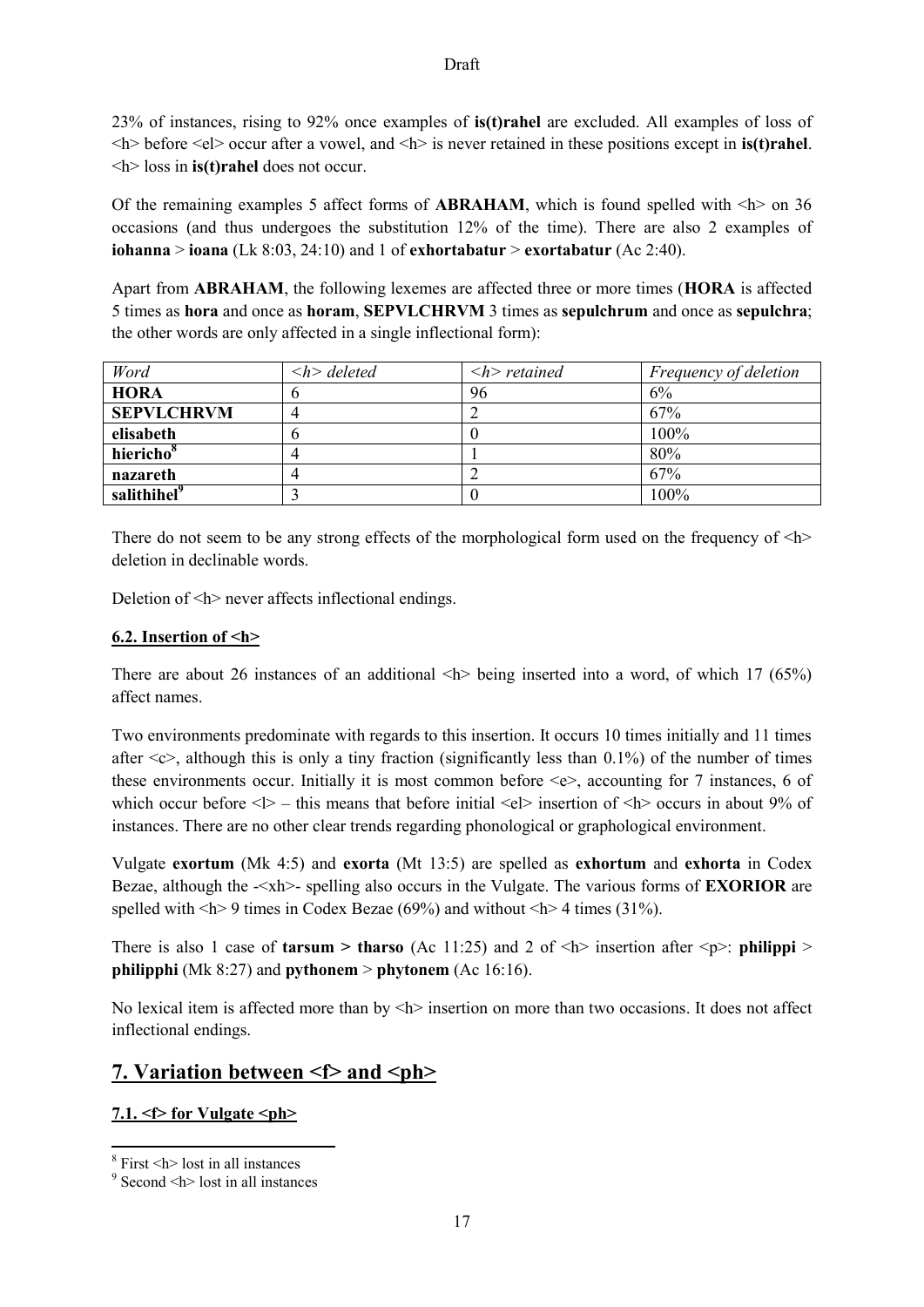23% of instances, rising to 92% once examples of **is(t)rahel** are excluded. All examples of loss of <h> before <el> occur after a vowel, and <h> is never retained in these positions except in **is(t)rahel**. <h> loss in **is(t)rahel** does not occur.

Of the remaining examples 5 affect forms of **ABRAHAM**, which is found spelled with <h> on 36 occasions (and thus undergoes the substitution 12% of the time). There are also 2 examples of **iohanna** > **ioana** (Lk 8:03, 24:10) and 1 of **exhortabatur** > **exortabatur** (Ac 2:40).

Apart from **ABRAHAM**, the following lexemes are affected three or more times (**HORA** is affected 5 times as **hora** and once as **horam**, **SEPVLCHRVM** 3 times as **sepulchrum** and once as **sepulchra**; the other words are only affected in a single inflectional form):

| *Word* | *<h> deleted* | *<h> retained* | *Frequency of deletion* |
|---|---|---|---|
| **HORA** | 6 | 96 | 6% |
| **SEPVLCHRVM** | 4 | 2 | 67% |
| **elisabeth** | 6 | 0 | 100% |
| **hiericho**[8] | 4 | 1 | 80% |
| **nazareth** | 4 | 2 | 67% |
| **salithihel**[9] | 3 | 0 | 100% |

There do not seem to be any strong effects of the morphological form used on the frequency of <h> deletion in declinable words.

Deletion of <h> never affects inflectional endings.

### 6.2. Insertion of <h>

There are about 26 instances of an additional <h> being inserted into a word, of which 17 (65%) affect names.

Two environments predominate with regards to this insertion. It occurs 10 times initially and 11 times after <c>, although this is only a tiny fraction (significantly less than 0.1%) of the number of times these environments occur. Initially it is most common before <e>, accounting for 7 instances, 6 of which occur before <l> – this means that before initial <el> insertion of <h> occurs in about 9% of instances. There are no other clear trends regarding phonological or graphological environment.

Vulgate **exortum** (Mk 4:5) and **exorta** (Mt 13:5) are spelled as **exhortum** and **exhorta** in Codex Bezae, although the -<xh>- spelling also occurs in the Vulgate. The various forms of **EXORIOR** are spelled with <h> 9 times in Codex Bezae (69%) and without <h> 4 times (31%).

There is also 1 case of **tarsum > tharso** (Ac 11:25) and 2 of <h> insertion after <p>: **philippi** > **philipphi** (Mk 8:27) and **pythonem** > **phytonem** (Ac 16:16).

No lexical item is affected more than by <h> insertion on more than two occasions. It does not affect inflectional endings.

## 7. Variation between <f> and <ph>

### 7.1. <f> for Vulgate <ph>

[8] First <h> lost in all instances

[9] Second <h> lost in all instances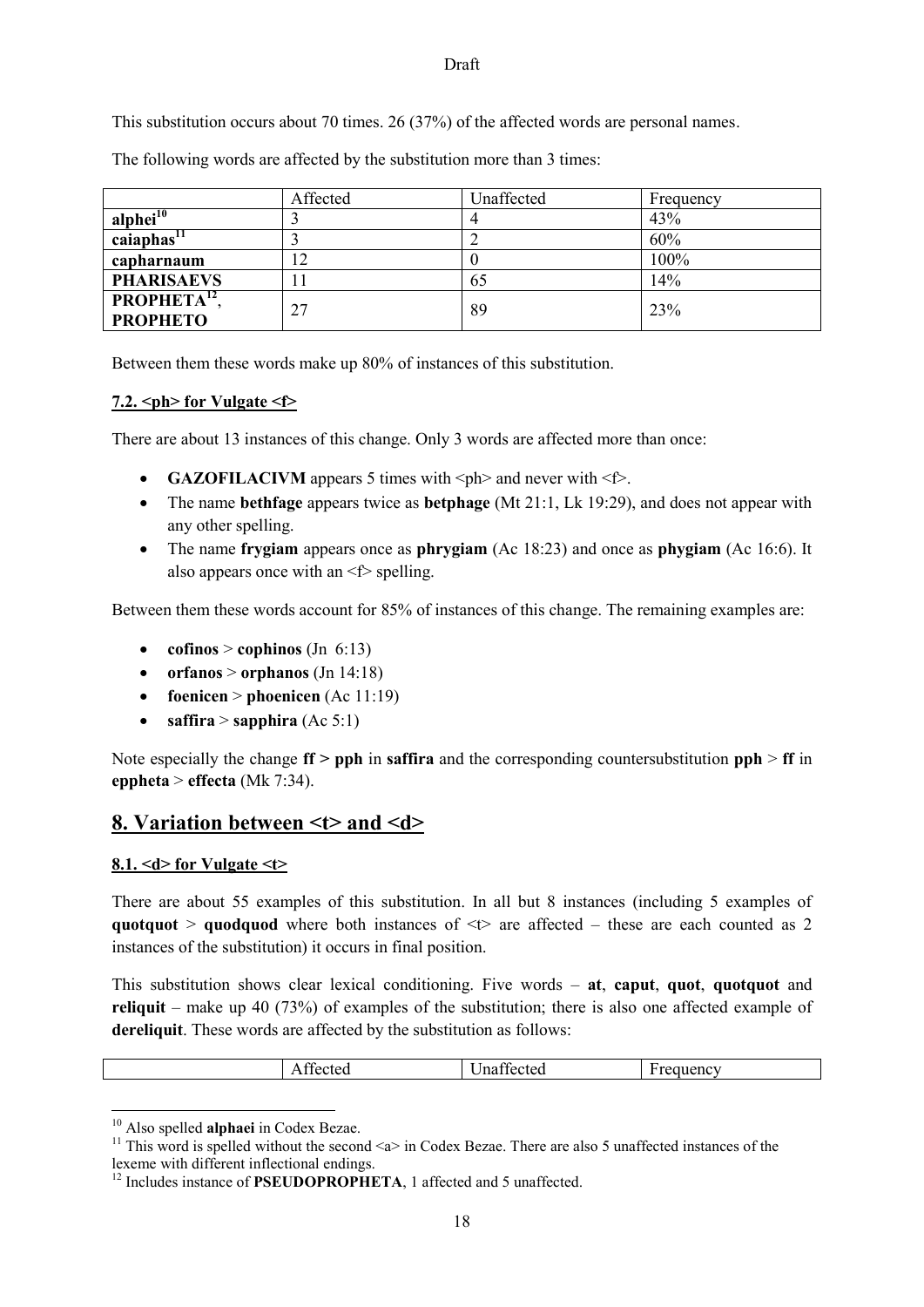This substitution occurs about 70 times. 26 (37%) of the affected words are personal names.

The following words are affected by the substitution more than 3 times:

| | Affected | Unaffected | Frequency |
|---|---|---|---|
| **alphei**[10] | 3 | 4 | 43% |
| **caiaphas**[11] | 3 | 2 | 60% |
| **capharnaum** | 12 | 0 | 100% |
| **PHARISAEVS** | 11 | 65 | 14% |
| **PROPHETA**[12], **PROPHETO** | 27 | 89 | 23% |

Between them these words make up 80% of instances of this substitution.

### 7.2. <ph> for Vulgate <f>

There are about 13 instances of this change. Only 3 words are affected more than once:

- **GAZOFILACIVM** appears 5 times with <ph> and never with <f>.
- The name **bethfage** appears twice as **betphage** (Mt 21:1, Lk 19:29), and does not appear with any other spelling.
- The name **frygiam** appears once as **phrygiam** (Ac 18:23) and once as **phygiam** (Ac 16:6). It also appears once with an <f> spelling.

Between them these words account for 85% of instances of this change. The remaining examples are:

- **cofinos** > **cophinos** (Jn 6:13)
- **orfanos** > **orphanos** (Jn 14:18)
- **foenicen** > **phoenicen** (Ac 11:19)
- **saffira** > **sapphira** (Ac 5:1)

Note especially the change **ff > pph** in **saffira** and the corresponding countersubstitution **pph** > **ff** in **eppheta** > **effecta** (Mk 7:34).

## 8. Variation between <t> and <d>

### 8.1. <d> for Vulgate <t>

There are about 55 examples of this substitution. In all but 8 instances (including 5 examples of **quotquot** > **quodquod** where both instances of <t> are affected – these are each counted as 2 instances of the substitution) it occurs in final position.

This substitution shows clear lexical conditioning. Five words – **at**, **caput**, **quot**, **quotquot** and **reliquit** – make up 40 (73%) of examples of the substitution; there is also one affected example of **dereliquit**. These words are affected by the substitution as follows:

| | Affected | Unaffected | Frequency |
|---|---|---|---|

[10] Also spelled **alphaei** in Codex Bezae.

[11] This word is spelled without the second <a> in Codex Bezae. There are also 5 unaffected instances of the lexeme with different inflectional endings.

[12] Includes instance of **PSEUDOPROPHETA**, 1 affected and 5 unaffected.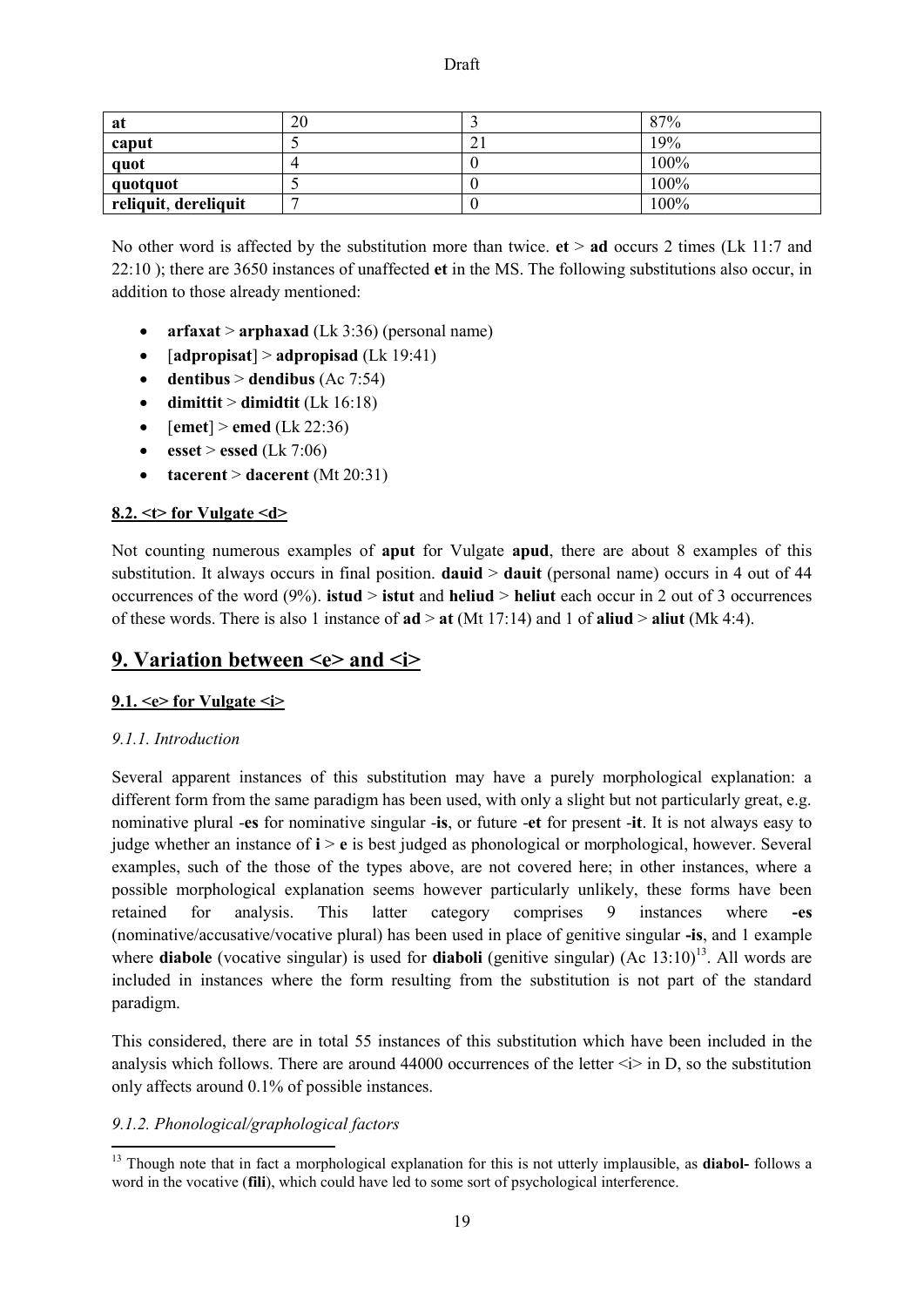| at | 20 | 3 | 87% |
|---|---|---|---|
| caput | 5 | 21 | 19% |
| quot | 4 | 0 | 100% |
| quotquot | 5 | 0 | 100% |
| reliquit, dereliquit | 7 | 0 | 100% |

No other word is affected by the substitution more than twice. **et** > **ad** occurs 2 times (Lk 11:7 and 22:10 ); there are 3650 instances of unaffected **et** in the MS. The following substitutions also occur, in addition to those already mentioned:

- **arfaxat** > **arphaxad** (Lk 3:36) (personal name)
- [**adpropisat**] > **adpropisad** (Lk 19:41)
- **dentibus** > **dendibus** (Ac 7:54)
- **dimittit** > **dimidtit** (Lk 16:18)
- [**emet**] > **emed** (Lk 22:36)
- **esset** > **essed** (Lk 7:06)
- **tacerent** > **dacerent** (Mt 20:31)

### 8.2. <t> for Vulgate <d>

Not counting numerous examples of **aput** for Vulgate **apud**, there are about 8 examples of this substitution. It always occurs in final position. **dauid** > **dauit** (personal name) occurs in 4 out of 44 occurrences of the word (9%). **istud** > **istut** and **heliud** > **heliut** each occur in 2 out of 3 occurrences of these words. There is also 1 instance of **ad** > **at** (Mt 17:14) and 1 of **aliud** > **aliut** (Mk 4:4).

## 9. Variation between <e> and <i>

### 9.1. <e> for Vulgate <i>

#### *9.1.1. Introduction*

Several apparent instances of this substitution may have a purely morphological explanation: a different form from the same paradigm has been used, with only a slight but not particularly great, e.g. nominative plural -**es** for nominative singular -**is**, or future -**et** for present -**it**. It is not always easy to judge whether an instance of **i** > **e** is best judged as phonological or morphological, however. Several examples, such of the those of the types above, are not covered here; in other instances, where a possible morphological explanation seems however particularly unlikely, these forms have been retained for analysis. This latter category comprises 9 instances where **-es** (nominative/accusative/vocative plural) has been used in place of genitive singular **-is**, and 1 example where **diabole** (vocative singular) is used for **diaboli** (genitive singular) (Ac 13:10)[13]. All words are included in instances where the form resulting from the substitution is not part of the standard paradigm.

This considered, there are in total 55 instances of this substitution which have been included in the analysis which follows. There are around 44000 occurrences of the letter <i> in D, so the substitution only affects around 0.1% of possible instances.

#### *9.1.2. Phonological/graphological factors*

[13] Though note that in fact a morphological explanation for this is not utterly implausible, as **diabol-** follows a word in the vocative (**fili**), which could have led to some sort of psychological interference.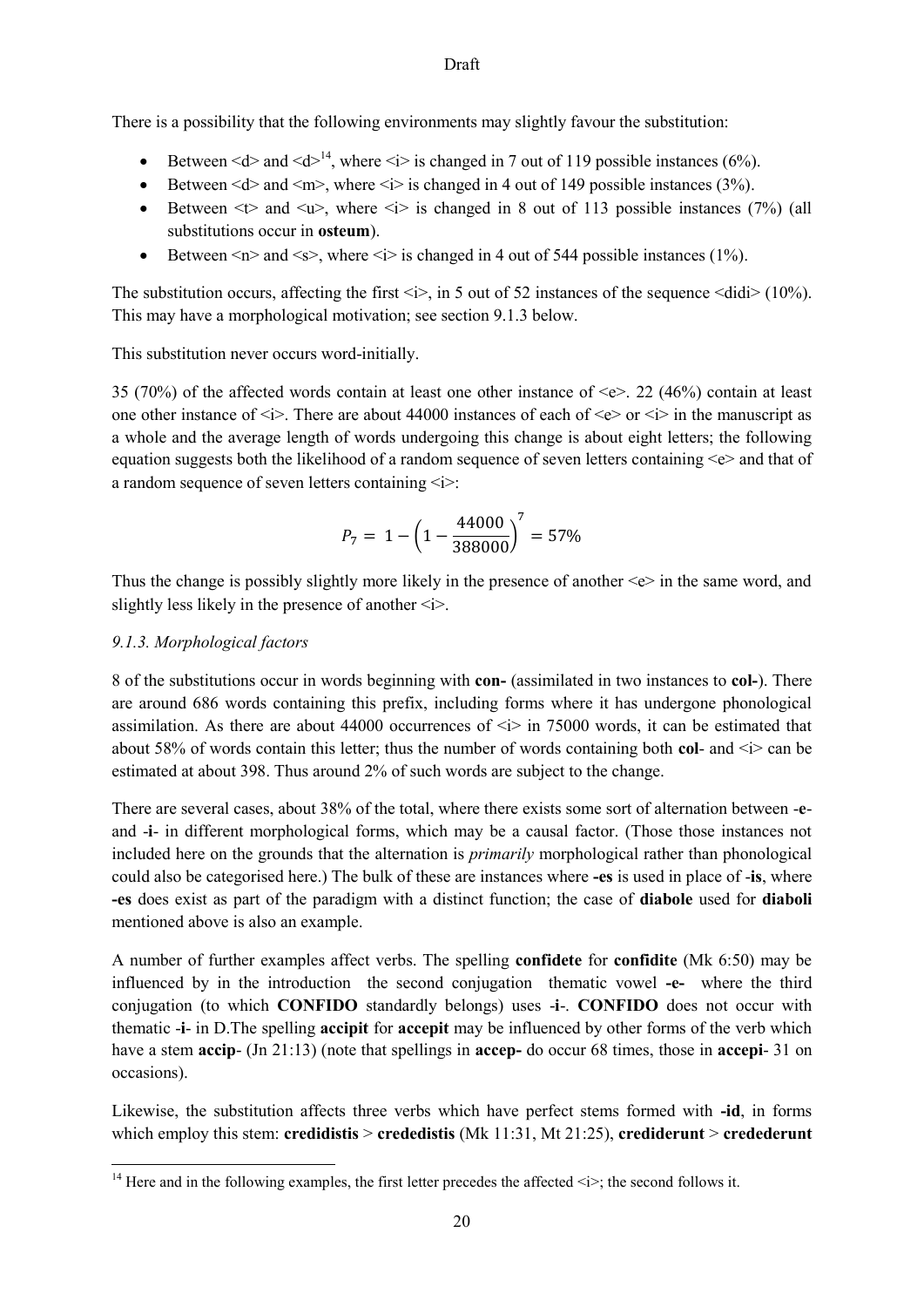There is a possibility that the following environments may slightly favour the substitution:

- Between <d> and <d>[14], where <i> is changed in 7 out of 119 possible instances (6%).
- Between <d> and <m>, where <i> is changed in 4 out of 149 possible instances (3%).
- Between <t> and <u>, where <i> is changed in 8 out of 113 possible instances (7%) (all substitutions occur in **osteum**).
- Between <n> and <s>, where <i> is changed in 4 out of 544 possible instances (1%).

The substitution occurs, affecting the first <i>, in 5 out of 52 instances of the sequence <didi> (10%). This may have a morphological motivation; see section 9.1.3 below.

This substitution never occurs word-initially.

35 (70%) of the affected words contain at least one other instance of <e>. 22 (46%) contain at least one other instance of <i>. There are about 44000 instances of each of <e> or <i> in the manuscript as a whole and the average length of words undergoing this change is about eight letters; the following equation suggests both the likelihood of a random sequence of seven letters containing <e> and that of a random sequence of seven letters containing <i>:

$$P_7 = 1 - \left(1 - \frac{44000}{388000}\right)^7 = 57\%$$

Thus the change is possibly slightly more likely in the presence of another <e> in the same word, and slightly less likely in the presence of another <i>.

### *9.1.3. Morphological factors*

8 of the substitutions occur in words beginning with **con-** (assimilated in two instances to **col-**). There are around 686 words containing this prefix, including forms where it has undergone phonological assimilation. As there are about 44000 occurrences of <i> in 75000 words, it can be estimated that about 58% of words contain this letter; thus the number of words containing both **col**- and <i> can be estimated at about 398. Thus around 2% of such words are subject to the change.

There are several cases, about 38% of the total, where there exists some sort of alternation between -**e**- and -**i**- in different morphological forms, which may be a causal factor. (Those those instances not included here on the grounds that the alternation is *primarily* morphological rather than phonological could also be categorised here.) The bulk of these are instances where **-es** is used in place of -**is**, where **-es** does exist as part of the paradigm with a distinct function; the case of **diabole** used for **diaboli** mentioned above is also an example.

A number of further examples affect verbs. The spelling **confidete** for **confidite** (Mk 6:50) may be influenced by in the introduction the second conjugation thematic vowel **-e-** where the third conjugation (to which **CONFIDO** standardly belongs) uses -**i**-. **CONFIDO** does not occur with thematic -**i**- in D.The spelling **accipit** for **accepit** may be influenced by other forms of the verb which have a stem **accip**- (Jn 21:13) (note that spellings in **accep-** do occur 68 times, those in **accepi**- 31 on occasions).

Likewise, the substitution affects three verbs which have perfect stems formed with **-id**, in forms which employ this stem: **credidistis** > **crededistis** (Mk 11:31, Mt 21:25), **crediderunt** > **credederunt**

[14] Here and in the following examples, the first letter precedes the affected <i>; the second follows it.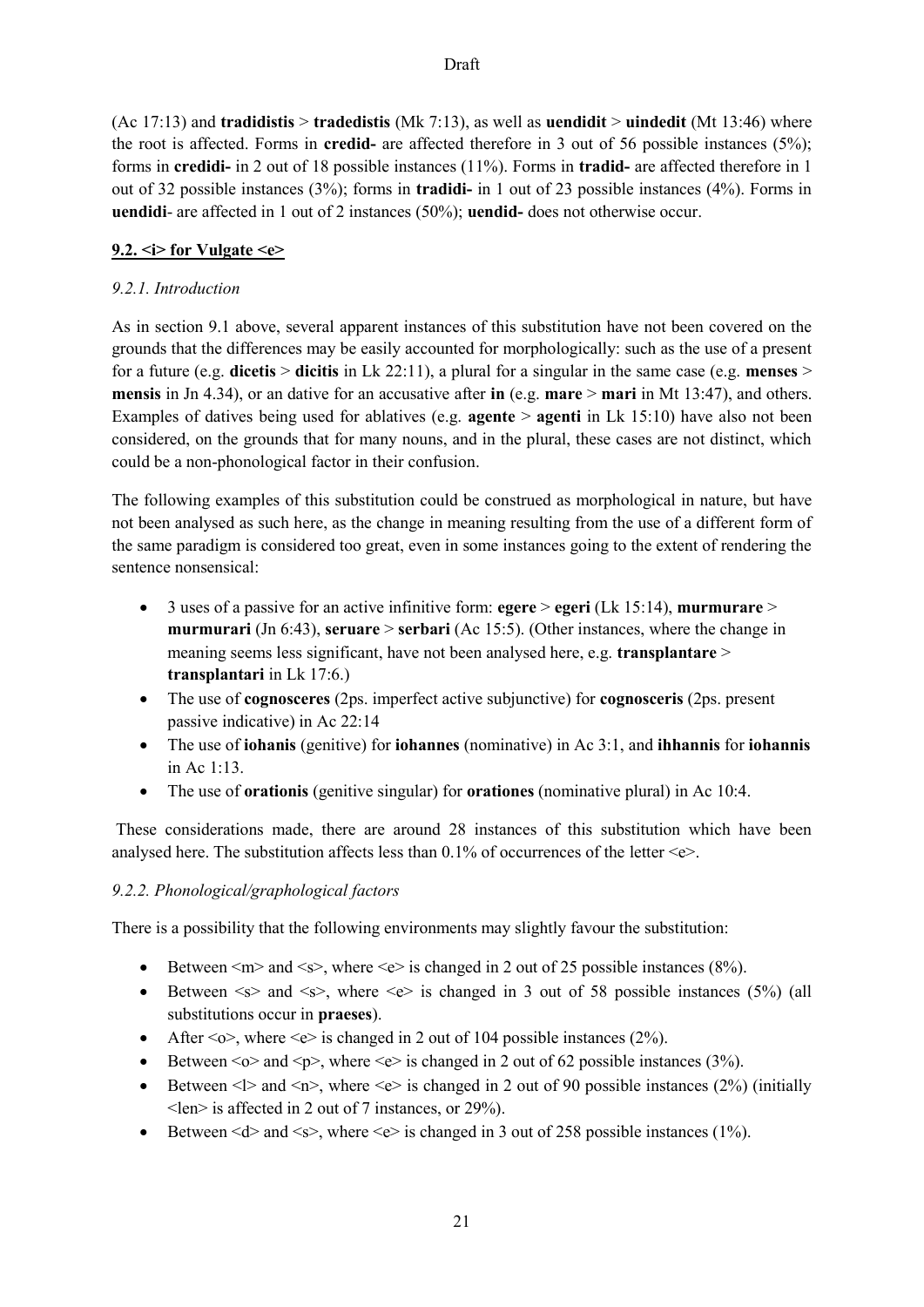(Ac 17:13) and **tradidistis** > **tradedistis** (Mk 7:13), as well as **uendidit** > **uindedit** (Mt 13:46) where the root is affected. Forms in **credid-** are affected therefore in 3 out of 56 possible instances (5%); forms in **credidi-** in 2 out of 18 possible instances (11%). Forms in **tradid-** are affected therefore in 1 out of 32 possible instances (3%); forms in **tradidi-** in 1 out of 23 possible instances (4%). Forms in **uendidi**- are affected in 1 out of 2 instances (50%); **uendid-** does not otherwise occur.

## 9.2. <i> for Vulgate <e>

### *9.2.1. Introduction*

As in section 9.1 above, several apparent instances of this substitution have not been covered on the grounds that the differences may be easily accounted for morphologically: such as the use of a present for a future (e.g. **dicetis** > **dicitis** in Lk 22:11), a plural for a singular in the same case (e.g. **menses** > **mensis** in Jn 4.34), or an dative for an accusative after **in** (e.g. **mare** > **mari** in Mt 13:47), and others. Examples of datives being used for ablatives (e.g. **agente** > **agenti** in Lk 15:10) have also not been considered, on the grounds that for many nouns, and in the plural, these cases are not distinct, which could be a non-phonological factor in their confusion.

The following examples of this substitution could be construed as morphological in nature, but have not been analysed as such here, as the change in meaning resulting from the use of a different form of the same paradigm is considered too great, even in some instances going to the extent of rendering the sentence nonsensical:

- 3 uses of a passive for an active infinitive form: **egere** > **egeri** (Lk 15:14), **murmurare** > **murmurari** (Jn 6:43), **seruare** > **serbari** (Ac 15:5). (Other instances, where the change in meaning seems less significant, have not been analysed here, e.g. **transplantare** > **transplantari** in Lk 17:6.)
- The use of **cognosceres** (2ps. imperfect active subjunctive) for **cognosceris** (2ps. present passive indicative) in Ac 22:14
- The use of **iohanis** (genitive) for **iohannes** (nominative) in Ac 3:1, and **ihhannis** for **iohannis** in Ac 1:13.
- The use of **orationis** (genitive singular) for **orationes** (nominative plural) in Ac 10:4.

These considerations made, there are around 28 instances of this substitution which have been analysed here. The substitution affects less than 0.1% of occurrences of the letter <e>.

### *9.2.2. Phonological/graphological factors*

There is a possibility that the following environments may slightly favour the substitution:

- Between <m> and <s>, where <e> is changed in 2 out of 25 possible instances (8%).
- Between <s> and <s>, where <e> is changed in 3 out of 58 possible instances (5%) (all substitutions occur in **praeses**).
- After <o>, where <e> is changed in 2 out of 104 possible instances (2%).
- Between <o> and <p>, where <e> is changed in 2 out of 62 possible instances (3%).
- Between <l> and <n>, where <e> is changed in 2 out of 90 possible instances (2%) (initially <len> is affected in 2 out of 7 instances, or 29%).
- Between <d> and <s>, where <e> is changed in 3 out of 258 possible instances (1%).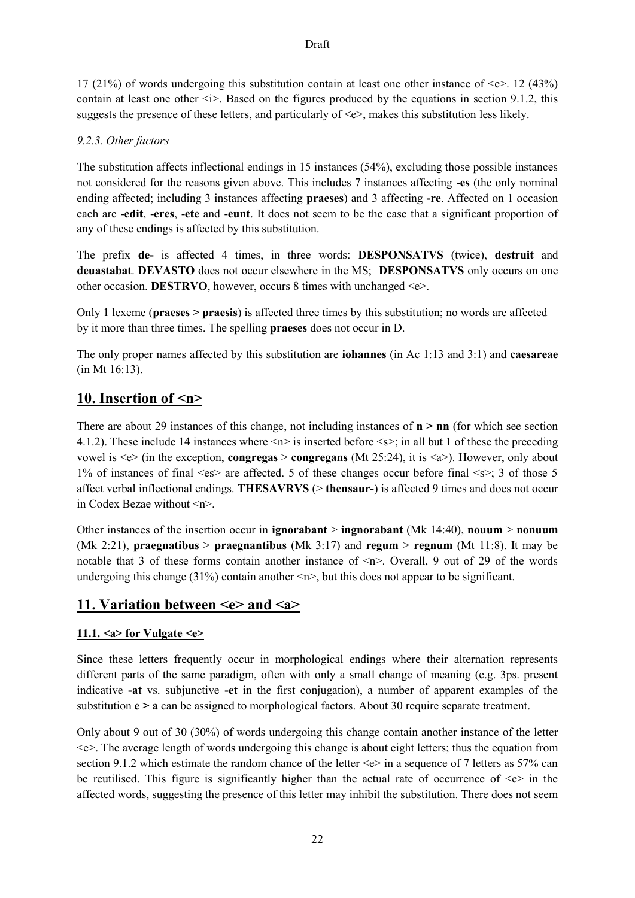17 (21%) of words undergoing this substitution contain at least one other instance of <e>. 12 (43%) contain at least one other <i>. Based on the figures produced by the equations in section 9.1.2, this suggests the presence of these letters, and particularly of <e>, makes this substitution less likely.

### *9.2.3. Other factors*

The substitution affects inflectional endings in 15 instances (54%), excluding those possible instances not considered for the reasons given above. This includes 7 instances affecting -**es** (the only nominal ending affected; including 3 instances affecting **praeses**) and 3 affecting **-re**. Affected on 1 occasion each are -**edit**, -**eres**, -**ete** and -**eunt**. It does not seem to be the case that a significant proportion of any of these endings is affected by this substitution.

The prefix **de-** is affected 4 times, in three words: **DESPONSATVS** (twice), **destruit** and **deuastabat**. **DEVASTO** does not occur elsewhere in the MS; **DESPONSATVS** only occurs on one other occasion. **DESTRVO**, however, occurs 8 times with unchanged <e>.

Only 1 lexeme (**praeses > praesis**) is affected three times by this substitution; no words are affected by it more than three times. The spelling **praeses** does not occur in D.

The only proper names affected by this substitution are **iohannes** (in Ac 1:13 and 3:1) and **caesareae** (in Mt 16:13).

## 10. Insertion of <n>

There are about 29 instances of this change, not including instances of **n > nn** (for which see section 4.1.2). These include 14 instances where <n> is inserted before <s>; in all but 1 of these the preceding vowel is <e> (in the exception, **congregas** > **congregans** (Mt 25:24), it is <a>). However, only about 1% of instances of final <es> are affected. 5 of these changes occur before final <s>; 3 of those 5 affect verbal inflectional endings. **THESAVRVS** (> **thensaur-**) is affected 9 times and does not occur in Codex Bezae without <n>.

Other instances of the insertion occur in **ignorabant** > **ingnorabant** (Mk 14:40), **nouum** > **nonuum** (Mk 2:21), **praegnatibus** > **praegnantibus** (Mk 3:17) and **regum** > **regnum** (Mt 11:8). It may be notable that 3 of these forms contain another instance of <n>. Overall, 9 out of 29 of the words undergoing this change (31%) contain another <n>, but this does not appear to be significant.

## 11. Variation between <e> and <a>

### 11.1. <a> for Vulgate <e>

Since these letters frequently occur in morphological endings where their alternation represents different parts of the same paradigm, often with only a small change of meaning (e.g. 3ps. present indicative **-at** vs. subjunctive **-et** in the first conjugation), a number of apparent examples of the substitution **e > a** can be assigned to morphological factors. About 30 require separate treatment.

Only about 9 out of 30 (30%) of words undergoing this change contain another instance of the letter <e>. The average length of words undergoing this change is about eight letters; thus the equation from section 9.1.2 which estimate the random chance of the letter <e> in a sequence of 7 letters as 57% can be reutilised. This figure is significantly higher than the actual rate of occurrence of <e> in the affected words, suggesting the presence of this letter may inhibit the substitution. There does not seem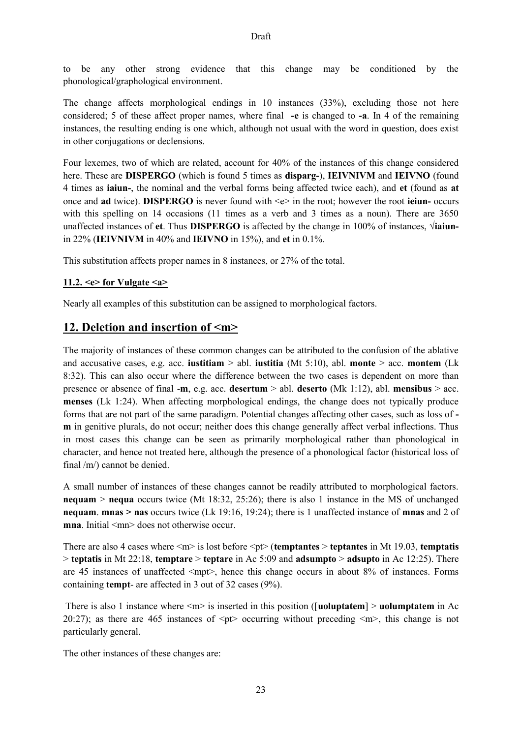to be any other strong evidence that this change may be conditioned by the phonological/graphological environment.

The change affects morphological endings in 10 instances (33%), excluding those not here considered; 5 of these affect proper names, where final **-e** is changed to **-a**. In 4 of the remaining instances, the resulting ending is one which, although not usual with the word in question, does exist in other conjugations or declensions.

Four lexemes, two of which are related, account for 40% of the instances of this change considered here. These are **DISPERGO** (which is found 5 times as **disparg-**), **IEIVNIVM** and **IEIVNO** (found 4 times as **iaiun-**, the nominal and the verbal forms being affected twice each), and **et** (found as **at** once and **ad** twice). **DISPERGO** is never found with <e> in the root; however the root **ieiun-** occurs with this spelling on 14 occasions (11 times as a verb and 3 times as a noun). There are 3650 unaffected instances of **et**. Thus **DISPERGO** is affected by the change in 100% of instances, **√iaiun-** in 22% (**IEIVNIVM** in 40% and **IEIVNO** in 15%), and **et** in 0.1%.

This substitution affects proper names in 8 instances, or 27% of the total.

### 11.2. <e> for Vulgate <a>

Nearly all examples of this substitution can be assigned to morphological factors.

## 12. Deletion and insertion of <m>

The majority of instances of these common changes can be attributed to the confusion of the ablative and accusative cases, e.g. acc. **iustitiam** > abl. **iustitia** (Mt 5:10), abl. **monte** > acc. **montem** (Lk 8:32). This can also occur where the difference between the two cases is dependent on more than presence or absence of final **-m**, e.g. acc. **desertum** > abl. **deserto** (Mk 1:12), abl. **mensibus** > acc. **menses** (Lk 1:24). When affecting morphological endings, the change does not typically produce forms that are not part of the same paradigm. Potential changes affecting other cases, such as loss of **-m** in genitive plurals, do not occur; neither does this change generally affect verbal inflections. Thus in most cases this change can be seen as primarily morphological rather than phonological in character, and hence not treated here, although the presence of a phonological factor (historical loss of final /m/) cannot be denied.

A small number of instances of these changes cannot be readily attributed to morphological factors. **nequam** > **nequa** occurs twice (Mt 18:32, 25:26); there is also 1 instance in the MS of unchanged **nequam**. **mnas > nas** occurs twice (Lk 19:16, 19:24); there is 1 unaffected instance of **mnas** and 2 of **mna**. Initial <mn> does not otherwise occur.

There are also 4 cases where <m> is lost before <pt> (**temptantes** > **teptantes** in Mt 19.03, **temptatis** > **teptatis** in Mt 22:18, **temptare** > **teptare** in Ac 5:09 and **adsumpto** > **adsupto** in Ac 12:25). There are 45 instances of unaffected <mpt>, hence this change occurs in about 8% of instances. Forms containing **tempt**- are affected in 3 out of 32 cases (9%).

There is also 1 instance where <m> is inserted in this position ([**uoluptatem**] > **uolumptatem** in Ac 20:27); as there are 465 instances of <pt> occurring without preceding <m>, this change is not particularly general.

The other instances of these changes are: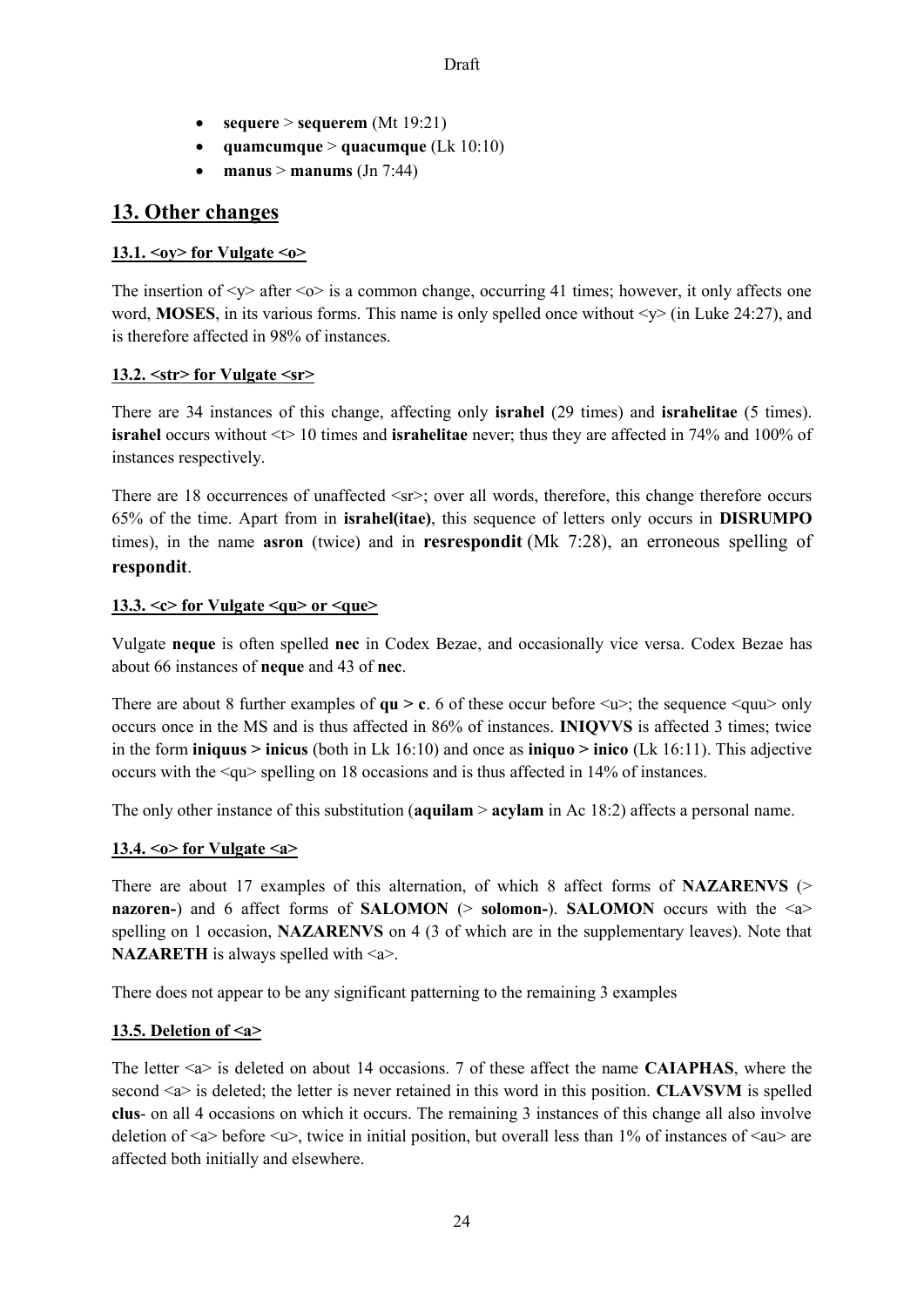- **sequere** > **sequerem** (Mt 19:21)
- **quamcumque** > **quacumque** (Lk 10:10)
- **manus** > **manums** (Jn 7:44)

## 13. Other changes

### 13.1. <oy> for Vulgate <o>

The insertion of <y> after <o> is a common change, occurring 41 times; however, it only affects one word, **MOSES**, in its various forms. This name is only spelled once without <y> (in Luke 24:27), and is therefore affected in 98% of instances.

### 13.2. <str> for Vulgate <sr>

There are 34 instances of this change, affecting only **israhel** (29 times) and **israhelitae** (5 times). **israhel** occurs without <t> 10 times and **israhelitae** never; thus they are affected in 74% and 100% of instances respectively.

There are 18 occurrences of unaffected <sr>; over all words, therefore, this change therefore occurs 65% of the time. Apart from in **israhel(itae)**, this sequence of letters only occurs in **DISRUMPO** times), in the name **asron** (twice) and in **resrespondit** (Mk 7:28), an erroneous spelling of **respondit**.

### 13.3. <c> for Vulgate <qu> or <que>

Vulgate **neque** is often spelled **nec** in Codex Bezae, and occasionally vice versa. Codex Bezae has about 66 instances of **neque** and 43 of **nec**.

There are about 8 further examples of **qu > c**. 6 of these occur before <u>; the sequence <quu> only occurs once in the MS and is thus affected in 86% of instances. **INIQVVS** is affected 3 times; twice in the form **iniquus > inicus** (both in Lk 16:10) and once as **iniquo > inico** (Lk 16:11). This adjective occurs with the <qu> spelling on 18 occasions and is thus affected in 14% of instances.

The only other instance of this substitution (**aquilam** > **acylam** in Ac 18:2) affects a personal name.

### 13.4. <o> for Vulgate <a>

There are about 17 examples of this alternation, of which 8 affect forms of **NAZARENVS** (> **nazoren-**) and 6 affect forms of **SALOMON** (> **solomon-**). **SALOMON** occurs with the <a> spelling on 1 occasion, **NAZARENVS** on 4 (3 of which are in the supplementary leaves). Note that **NAZARETH** is always spelled with <a>.

There does not appear to be any significant patterning to the remaining 3 examples

### 13.5. Deletion of <a>

The letter <a> is deleted on about 14 occasions. 7 of these affect the name **CAIAPHAS**, where the second <a> is deleted; the letter is never retained in this word in this position. **CLAVSVM** is spelled **clus**- on all 4 occasions on which it occurs. The remaining 3 instances of this change all also involve deletion of <a> before <u>, twice in initial position, but overall less than 1% of instances of <au> are affected both initially and elsewhere.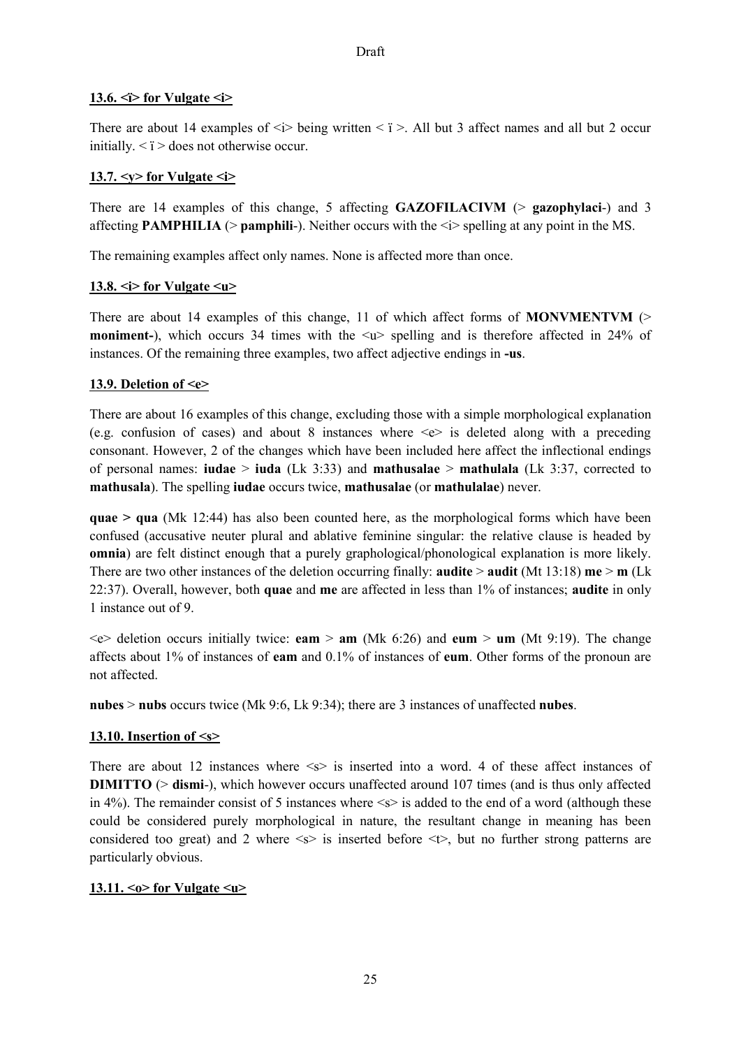### 13.6. <ï> for Vulgate <i>

There are about 14 examples of <i> being written < ï >. All but 3 affect names and all but 2 occur initially. < ï > does not otherwise occur.

### 13.7. <y> for Vulgate <i>

There are 14 examples of this change, 5 affecting **GAZOFILACIVM** (> **gazophylaci**-) and 3 affecting **PAMPHILIA** (> **pamphili**-). Neither occurs with the <i> spelling at any point in the MS.

The remaining examples affect only names. None is affected more than once.

### 13.8. <i> for Vulgate <u>

There are about 14 examples of this change, 11 of which affect forms of **MONVMENTVM** (> **moniment-**), which occurs 34 times with the <u> spelling and is therefore affected in 24% of instances. Of the remaining three examples, two affect adjective endings in **-us**.

### 13.9. Deletion of <e>

There are about 16 examples of this change, excluding those with a simple morphological explanation (e.g. confusion of cases) and about 8 instances where <e> is deleted along with a preceding consonant. However, 2 of the changes which have been included here affect the inflectional endings of personal names: **iudae** > **iuda** (Lk 3:33) and **mathusalae** > **mathulala** (Lk 3:37, corrected to **mathusala**). The spelling **iudae** occurs twice, **mathusalae** (or **mathulalae**) never.

**quae > qua** (Mk 12:44) has also been counted here, as the morphological forms which have been confused (accusative neuter plural and ablative feminine singular: the relative clause is headed by **omnia**) are felt distinct enough that a purely graphological/phonological explanation is more likely. There are two other instances of the deletion occurring finally: **audite** > **audit** (Mt 13:18) **me** > **m** (Lk 22:37). Overall, however, both **quae** and **me** are affected in less than 1% of instances; **audite** in only 1 instance out of 9.

<e> deletion occurs initially twice: **eam** > **am** (Mk 6:26) and **eum** > **um** (Mt 9:19). The change affects about 1% of instances of **eam** and 0.1% of instances of **eum**. Other forms of the pronoun are not affected.

**nubes** > **nubs** occurs twice (Mk 9:6, Lk 9:34); there are 3 instances of unaffected **nubes**.

### 13.10. Insertion of <s>

There are about 12 instances where <s> is inserted into a word. 4 of these affect instances of **DIMITTO** (> **dismi**-), which however occurs unaffected around 107 times (and is thus only affected in 4%). The remainder consist of 5 instances where <s> is added to the end of a word (although these could be considered purely morphological in nature, the resultant change in meaning has been considered too great) and 2 where <s> is inserted before <t>, but no further strong patterns are particularly obvious.

### 13.11. <o> for Vulgate <u>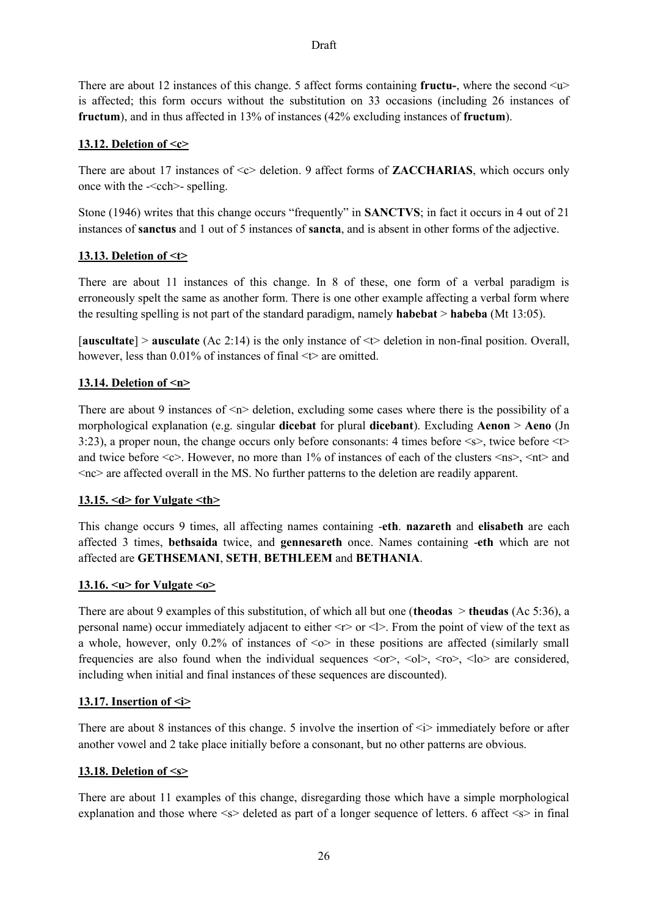There are about 12 instances of this change. 5 affect forms containing **fructu-**, where the second <u> is affected; this form occurs without the substitution on 33 occasions (including 26 instances of **fructum**), and in thus affected in 13% of instances (42% excluding instances of **fructum**).

## 13.12. Deletion of <c>

There are about 17 instances of <c> deletion. 9 affect forms of **ZACCHARIAS**, which occurs only once with the -<cch>- spelling.

Stone (1946) writes that this change occurs "frequently" in **SANCTVS**; in fact it occurs in 4 out of 21 instances of **sanctus** and 1 out of 5 instances of **sancta**, and is absent in other forms of the adjective.

## 13.13. Deletion of <t>

There are about 11 instances of this change. In 8 of these, one form of a verbal paradigm is erroneously spelt the same as another form. There is one other example affecting a verbal form where the resulting spelling is not part of the standard paradigm, namely **habebat** > **habeba** (Mt 13:05).

[**auscultate**] > **ausculate** (Ac 2:14) is the only instance of <t> deletion in non-final position. Overall, however, less than 0.01% of instances of final <t> are omitted.

## 13.14. Deletion of <n>

There are about 9 instances of <n> deletion, excluding some cases where there is the possibility of a morphological explanation (e.g. singular **dicebat** for plural **dicebant**). Excluding **Aenon** > **Aeno** (Jn 3:23), a proper noun, the change occurs only before consonants: 4 times before <s>, twice before <t> and twice before <c>. However, no more than 1% of instances of each of the clusters <ns>, <nt> and <nc> are affected overall in the MS. No further patterns to the deletion are readily apparent.

## 13.15. <d> for Vulgate <th>

This change occurs 9 times, all affecting names containing -**eth**. **nazareth** and **elisabeth** are each affected 3 times, **bethsaida** twice, and **gennesareth** once. Names containing -**eth** which are not affected are **GETHSEMANI**, **SETH**, **BETHLEEM** and **BETHANIA**.

## 13.16. <u> for Vulgate <o>

There are about 9 examples of this substitution, of which all but one (**theodas** > **theudas** (Ac 5:36), a personal name) occur immediately adjacent to either <r> or <l>. From the point of view of the text as a whole, however, only 0.2% of instances of <o> in these positions are affected (similarly small frequencies are also found when the individual sequences <or>, <ol>, <ro>, <lo> are considered, including when initial and final instances of these sequences are discounted).

## 13.17. Insertion of <i>

There are about 8 instances of this change. 5 involve the insertion of <i> immediately before or after another vowel and 2 take place initially before a consonant, but no other patterns are obvious.

## 13.18. Deletion of <s>

There are about 11 examples of this change, disregarding those which have a simple morphological explanation and those where <s> deleted as part of a longer sequence of letters. 6 affect <s> in final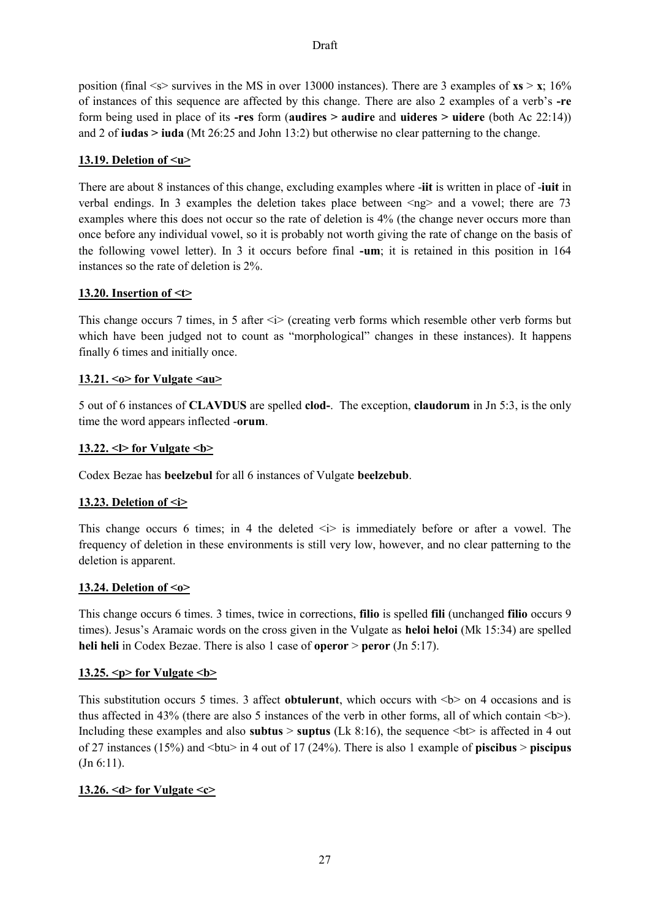position (final <s> survives in the MS in over 13000 instances). There are 3 examples of **xs** > **x**; 16% of instances of this sequence are affected by this change. There are also 2 examples of a verb's **-re** form being used in place of its **-res** form (**audires > audire** and **uideres > uidere** (both Ac 22:14)) and 2 of **iudas > iuda** (Mt 26:25 and John 13:2) but otherwise no clear patterning to the change.

## 13.19. Deletion of <u>

There are about 8 instances of this change, excluding examples where -**iit** is written in place of -**iuit** in verbal endings. In 3 examples the deletion takes place between <ng> and a vowel; there are 73 examples where this does not occur so the rate of deletion is 4% (the change never occurs more than once before any individual vowel, so it is probably not worth giving the rate of change on the basis of the following vowel letter). In 3 it occurs before final **-um**; it is retained in this position in 164 instances so the rate of deletion is 2%.

## 13.20. Insertion of <t>

This change occurs 7 times, in 5 after <i> (creating verb forms which resemble other verb forms but which have been judged not to count as "morphological" changes in these instances). It happens finally 6 times and initially once.

## 13.21. <o> for Vulgate <au>

5 out of 6 instances of **CLAVDUS** are spelled **clod-**. The exception, **claudorum** in Jn 5:3, is the only time the word appears inflected -**orum**.

## 13.22. <l> for Vulgate <b>

Codex Bezae has **beelzebul** for all 6 instances of Vulgate **beelzebub**.

## 13.23. Deletion of <i>

This change occurs 6 times; in 4 the deleted <i> is immediately before or after a vowel. The frequency of deletion in these environments is still very low, however, and no clear patterning to the deletion is apparent.

## 13.24. Deletion of <o>

This change occurs 6 times. 3 times, twice in corrections, **filio** is spelled **fili** (unchanged **filio** occurs 9 times). Jesus's Aramaic words on the cross given in the Vulgate as **heloi heloi** (Mk 15:34) are spelled **heli heli** in Codex Bezae. There is also 1 case of **operor** > **peror** (Jn 5:17).

## 13.25. <p> for Vulgate <b>

This substitution occurs 5 times. 3 affect **obtulerunt**, which occurs with <b> on 4 occasions and is thus affected in 43% (there are also 5 instances of the verb in other forms, all of which contain <b>). Including these examples and also **subtus** > **suptus** (Lk 8:16), the sequence <bt> is affected in 4 out of 27 instances (15%) and <btu> in 4 out of 17 (24%). There is also 1 example of **piscibus** > **piscipus** (Jn 6:11).

## 13.26. <d> for Vulgate <c>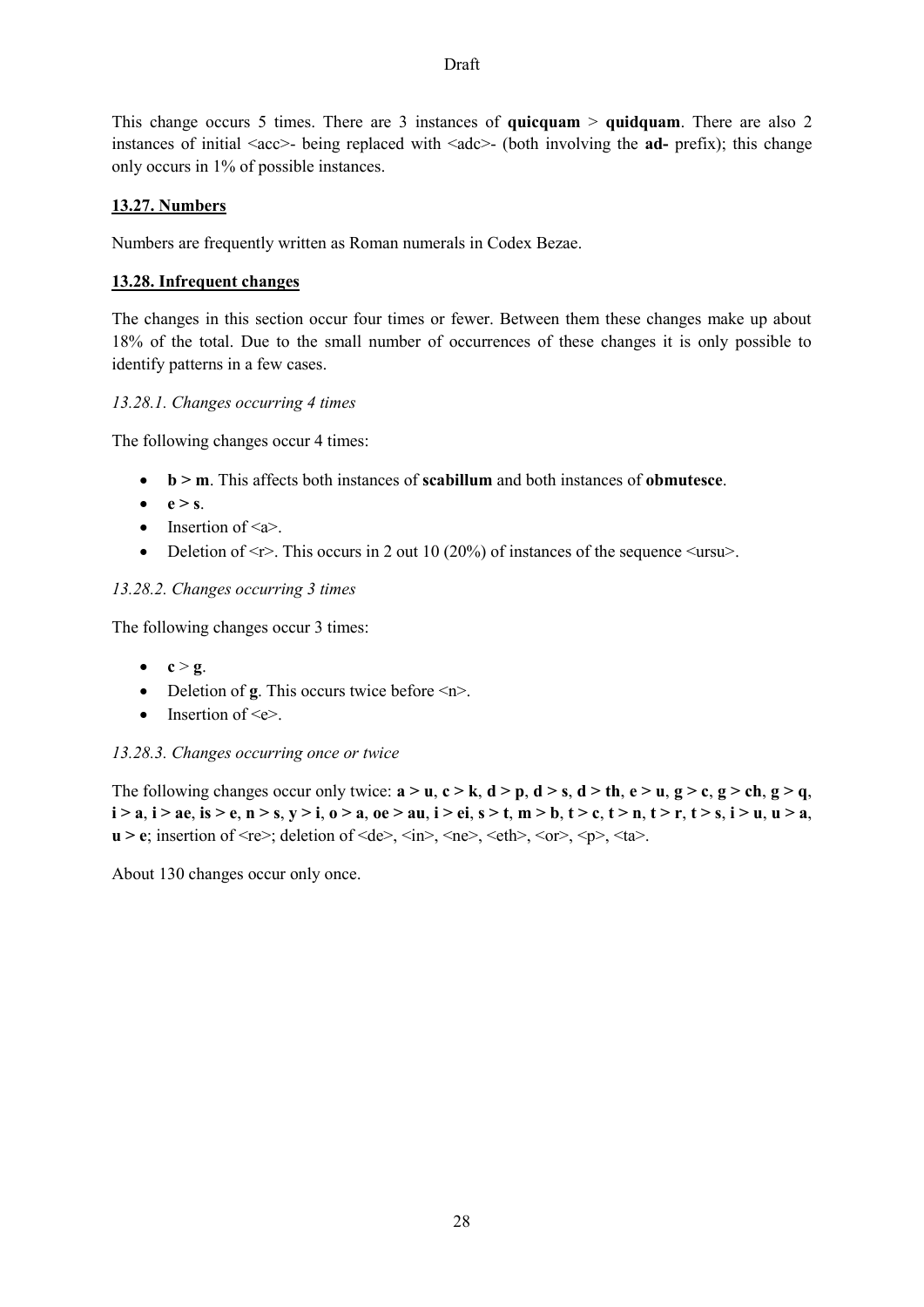This change occurs 5 times. There are 3 instances of **quicquam** > **quidquam**. There are also 2 instances of initial <acc>- being replaced with <adc>- (both involving the **ad-** prefix); this change only occurs in 1% of possible instances.

## 13.27. Numbers

Numbers are frequently written as Roman numerals in Codex Bezae.

## 13.28. Infrequent changes

The changes in this section occur four times or fewer. Between them these changes make up about 18% of the total. Due to the small number of occurrences of these changes it is only possible to identify patterns in a few cases.

### *13.28.1. Changes occurring 4 times*

The following changes occur 4 times:

- **b > m**. This affects both instances of **scabillum** and both instances of **obmutesce**.
- **e > s**.
- Insertion of <a>.
- Deletion of <r>. This occurs in 2 out 10 (20%) of instances of the sequence <ursu>.

### *13.28.2. Changes occurring 3 times*

The following changes occur 3 times:

- **c** > **g**.
- Deletion of **g**. This occurs twice before <n>.
- Insertion of <e>.

### *13.28.3. Changes occurring once or twice*

The following changes occur only twice: **a > u**, **c > k**, **d > p**, **d > s**, **d > th**, **e > u**, **g > c**, **g > ch**, **g > q**, **i > a**, **i > ae**, **is > e**, **n > s**, **y > i**, **o > a**, **oe > au**, **i > ei**, **s > t**, **m > b**, **t > c**, **t > n**, **t > r**, **t > s**, **i > u**, **u > a**, **u > e**; insertion of <re>; deletion of <de>, <in>, <ne>, <eth>, <or>, <p>, <ta>.

About 130 changes occur only once.